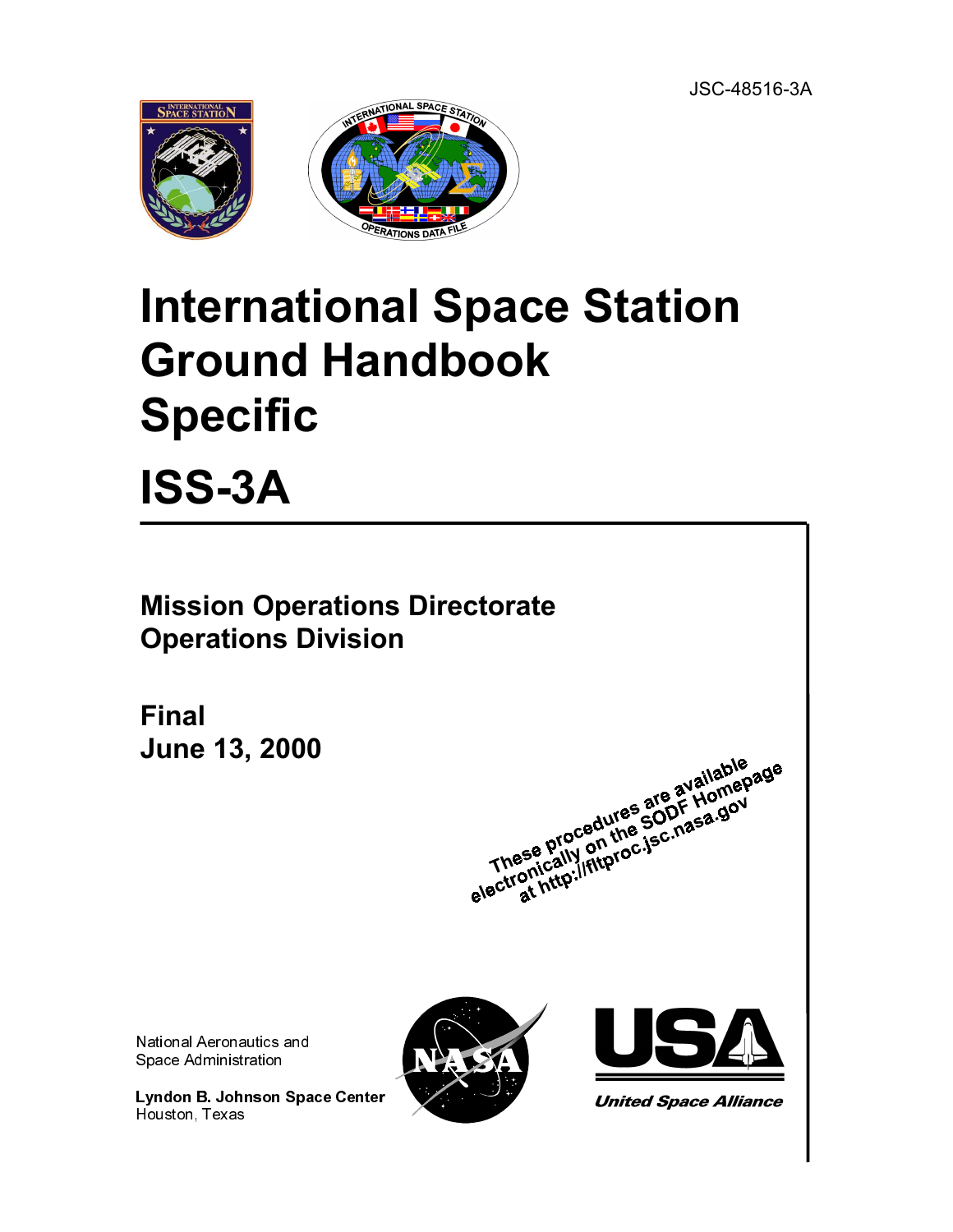JSC-48516-3A

# International Space Station Ground Handbook Specific

# ISS-3A

## Mission Operations Directorate
## Operations Division

**Final**
**June 13, 2000**

These procedures are available electronically on the SODF Homepage at http://fltproc.jsc.nasa.gov

National Aeronautics and Space Administration

**Lyndon B. Johnson Space Center**
Houston, Texas

*United Space Alliance*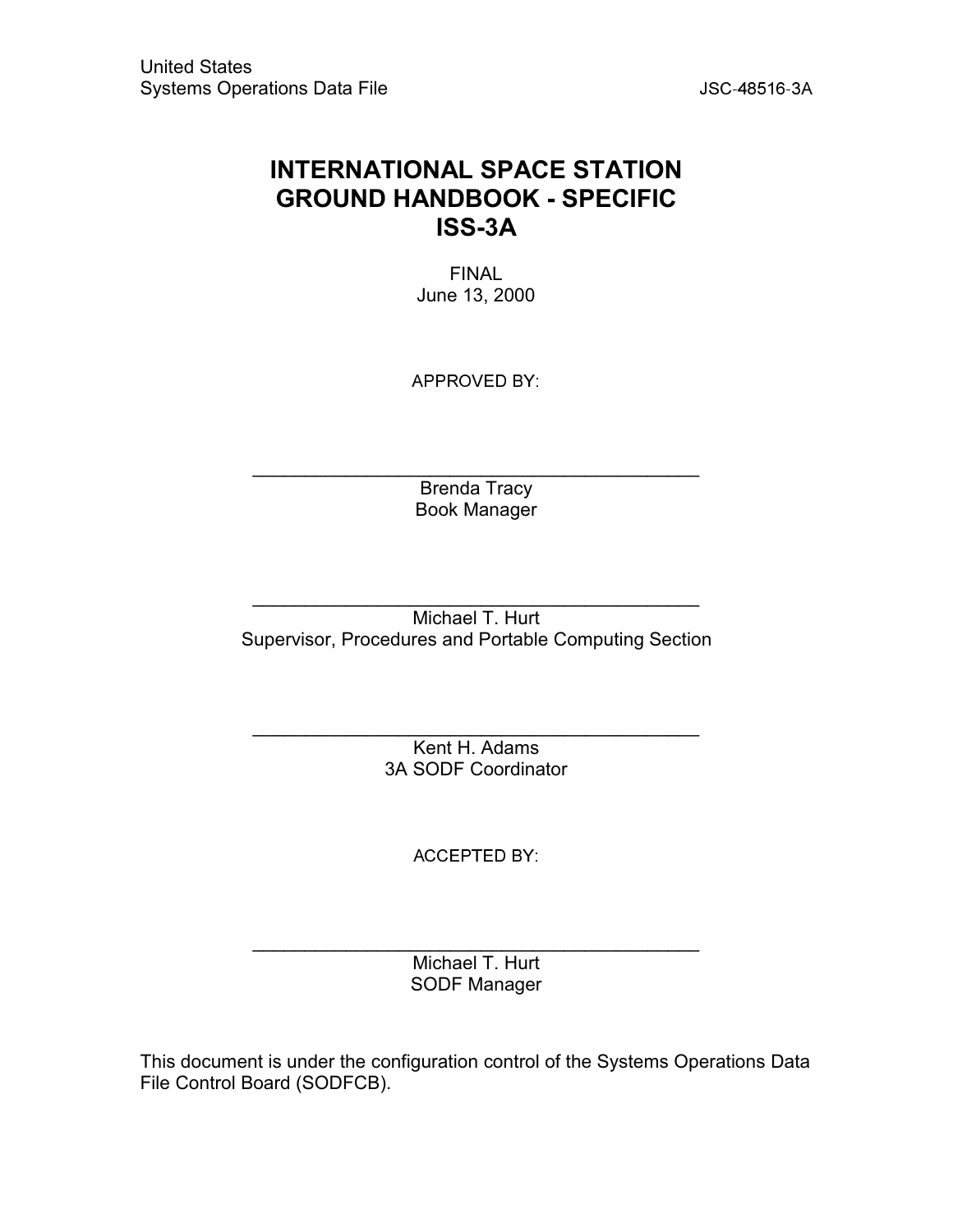United States
Systems Operations Data File JSC-48516-3A

# INTERNATIONAL SPACE STATION GROUND HANDBOOK - SPECIFIC ISS-3A

FINAL
June 13, 2000

APPROVED BY:

\_\_\_\_\_\_\_\_\_\_\_\_\_\_\_\_\_\_\_\_\_\_\_\_\_\_\_\_\_\_\_\_\_\_\_\_\_\_\_\_\_\_\_\_
Brenda Tracy
Book Manager

\_\_\_\_\_\_\_\_\_\_\_\_\_\_\_\_\_\_\_\_\_\_\_\_\_\_\_\_\_\_\_\_\_\_\_\_\_\_\_\_\_\_\_\_
Michael T. Hurt
Supervisor, Procedures and Portable Computing Section

\_\_\_\_\_\_\_\_\_\_\_\_\_\_\_\_\_\_\_\_\_\_\_\_\_\_\_\_\_\_\_\_\_\_\_\_\_\_\_\_\_\_\_\_
Kent H. Adams
3A SODF Coordinator

ACCEPTED BY:

\_\_\_\_\_\_\_\_\_\_\_\_\_\_\_\_\_\_\_\_\_\_\_\_\_\_\_\_\_\_\_\_\_\_\_\_\_\_\_\_\_\_\_\_
Michael T. Hurt
SODF Manager

This document is under the configuration control of the Systems Operations Data File Control Board (SODFCB).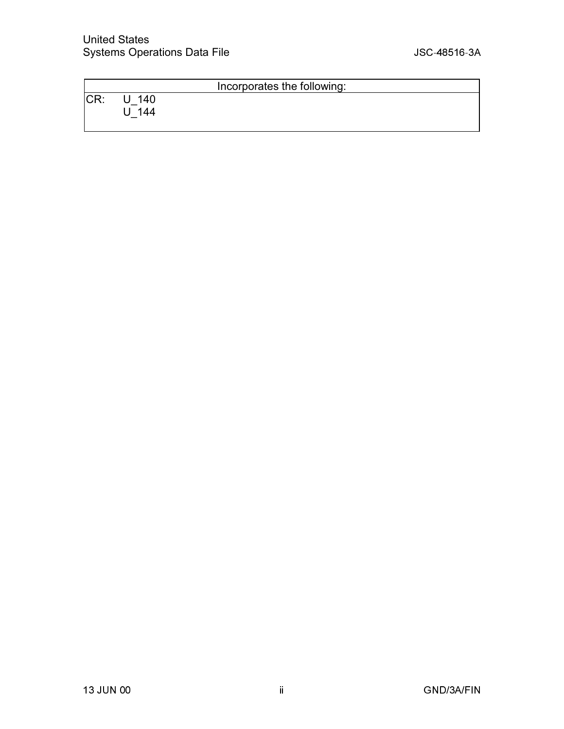| Incorporates the following: | |
|---|---|
| CR: | U_140 |
| | U_144 |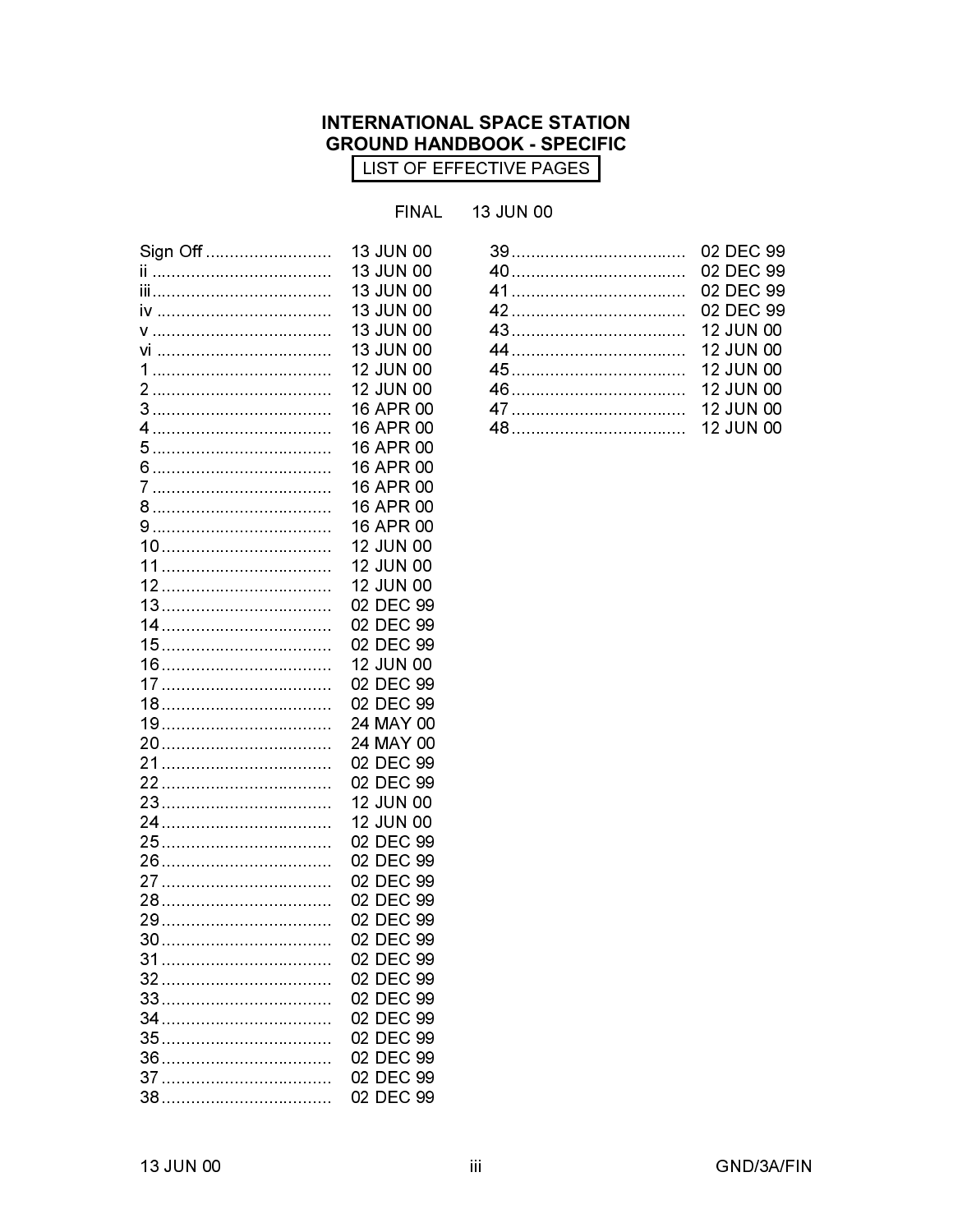**INTERNATIONAL SPACE STATION**
**GROUND HANDBOOK - SPECIFIC**

LIST OF EFFECTIVE PAGES

FINAL 13 JUN 00

| Page | Date |
|---|---|
| Sign Off | 13 JUN 00 |
| ii | 13 JUN 00 |
| iii | 13 JUN 00 |
| iv | 13 JUN 00 |
| v | 13 JUN 00 |
| vi | 13 JUN 00 |
| 1 | 12 JUN 00 |
| 2 | 12 JUN 00 |
| 3 | 16 APR 00 |
| 4 | 16 APR 00 |
| 5 | 16 APR 00 |
| 6 | 16 APR 00 |
| 7 | 16 APR 00 |
| 8 | 16 APR 00 |
| 9 | 16 APR 00 |
| 10 | 12 JUN 00 |
| 11 | 12 JUN 00 |
| 12 | 12 JUN 00 |
| 13 | 02 DEC 99 |
| 14 | 02 DEC 99 |
| 15 | 02 DEC 99 |
| 16 | 12 JUN 00 |
| 17 | 02 DEC 99 |
| 18 | 02 DEC 99 |
| 19 | 24 MAY 00 |
| 20 | 24 MAY 00 |
| 21 | 02 DEC 99 |
| 22 | 02 DEC 99 |
| 23 | 12 JUN 00 |
| 24 | 12 JUN 00 |
| 25 | 02 DEC 99 |
| 26 | 02 DEC 99 |
| 27 | 02 DEC 99 |
| 28 | 02 DEC 99 |
| 29 | 02 DEC 99 |
| 30 | 02 DEC 99 |
| 31 | 02 DEC 99 |
| 32 | 02 DEC 99 |
| 33 | 02 DEC 99 |
| 34 | 02 DEC 99 |
| 35 | 02 DEC 99 |
| 36 | 02 DEC 99 |
| 37 | 02 DEC 99 |
| 38 | 02 DEC 99 |
| 39 | 02 DEC 99 |
| 40 | 02 DEC 99 |
| 41 | 02 DEC 99 |
| 42 | 02 DEC 99 |
| 43 | 12 JUN 00 |
| 44 | 12 JUN 00 |
| 45 | 12 JUN 00 |
| 46 | 12 JUN 00 |
| 47 | 12 JUN 00 |
| 48 | 12 JUN 00 |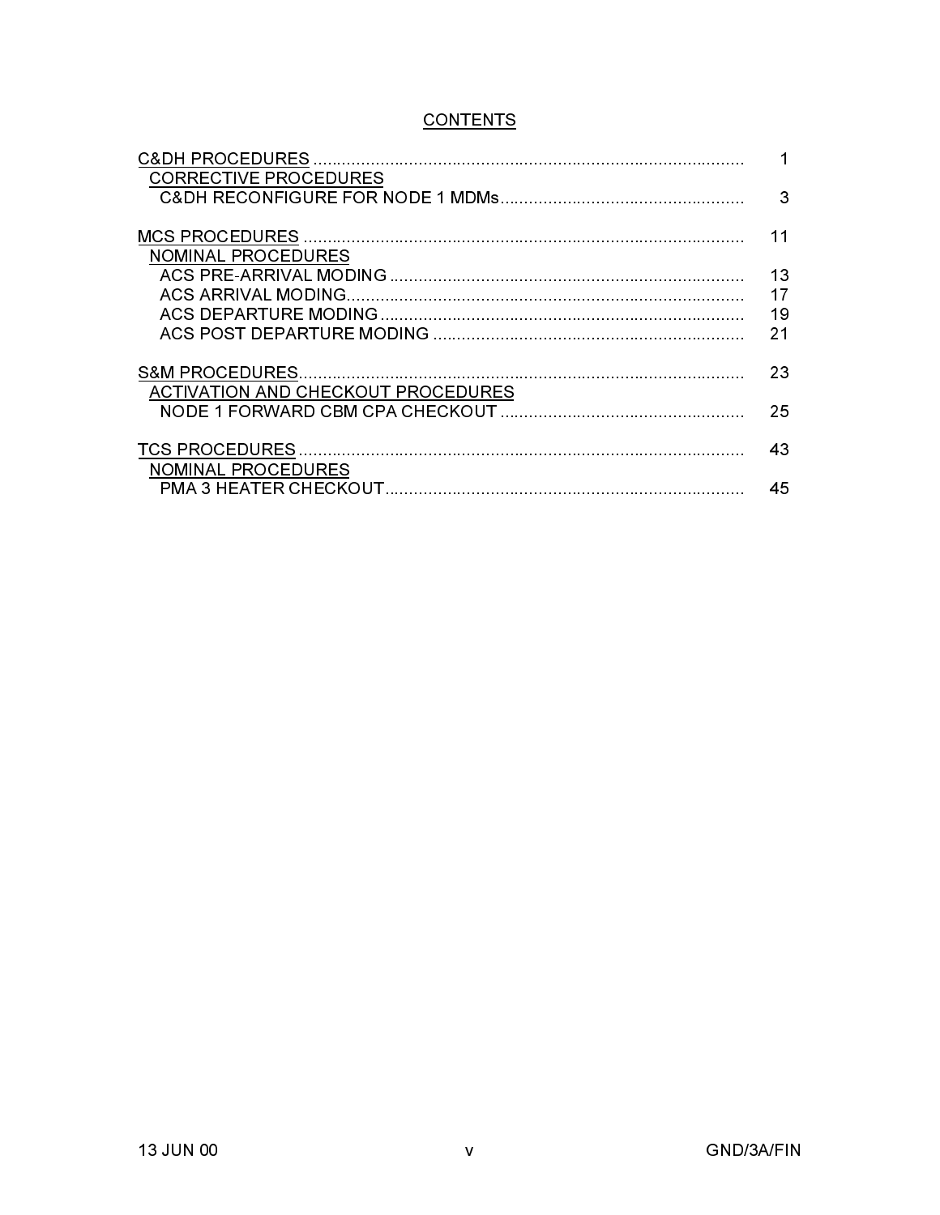# CONTENTS

| | |
|---|---|
| C&DH PROCEDURES | 1 |
| CORRECTIVE PROCEDURES | |
| C&DH RECONFIGURE FOR NODE 1 MDMs | 3 |
| | |
| MCS PROCEDURES | 11 |
| NOMINAL PROCEDURES | |
| ACS PRE-ARRIVAL MODING | 13 |
| ACS ARRIVAL MODING | 17 |
| ACS DEPARTURE MODING | 19 |
| ACS POST DEPARTURE MODING | 21 |
| | |
| S&M PROCEDURES | 23 |
| ACTIVATION AND CHECKOUT PROCEDURES | |
| NODE 1 FORWARD CBM CPA CHECKOUT | 25 |
| | |
| TCS PROCEDURES | 43 |
| NOMINAL PROCEDURES | |
| PMA 3 HEATER CHECKOUT | 45 |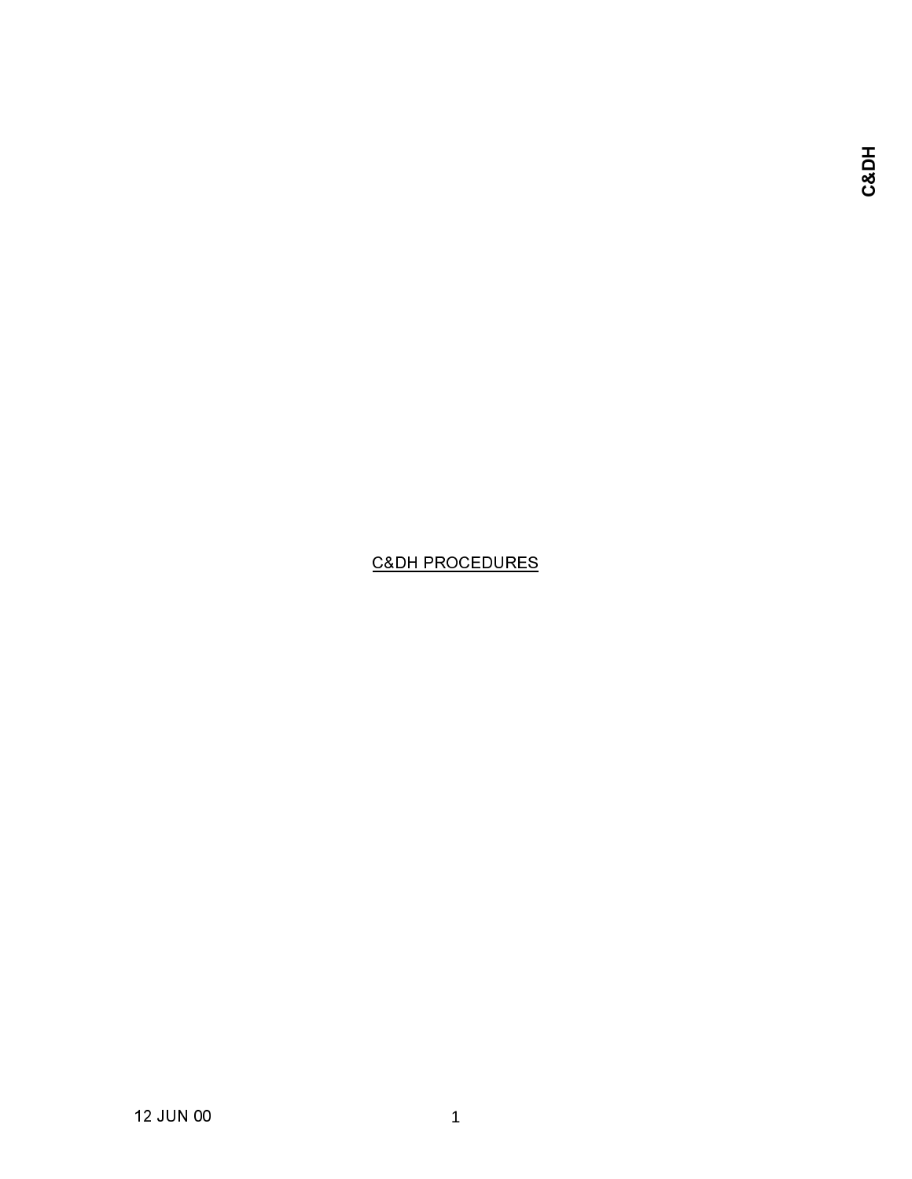C&DH PROCEDURES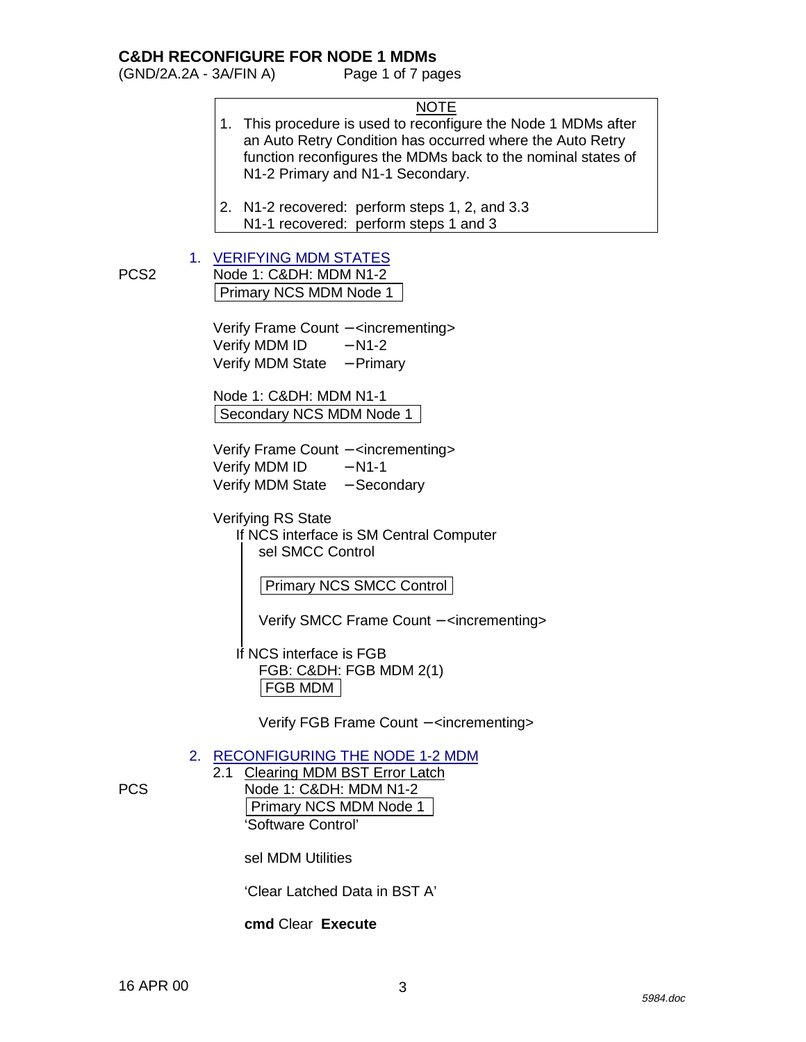# C&DH RECONFIGURE FOR NODE 1 MDMs

(GND/2A.2A - 3A/FIN A)

> **NOTE**
>
> 1. This procedure is used to reconfigure the Node 1 MDMs after an Auto Retry Condition has occurred where the Auto Retry function reconfigures the MDMs back to the nominal states of N1-2 Primary and N1-1 Secondary.
>
> 2. N1-2 recovered: perform steps 1, 2, and 3.3
>    N1-1 recovered: perform steps 1 and 3

## 1. VERIFYING MDM STATES

PCS2

Node 1: C&DH: MDM N1-2
**Primary NCS MDM Node 1**

Verify Frame Count – <incrementing>
Verify MDM ID – N1-2
Verify MDM State – Primary

Node 1: C&DH: MDM N1-1
**Secondary NCS MDM Node 1**

Verify Frame Count – <incrementing>
Verify MDM ID – N1-1
Verify MDM State – Secondary

Verifying RS State

If NCS interface is SM Central Computer

sel SMCC Control

**Primary NCS SMCC Control**

Verify SMCC Frame Count – <incrementing>

If NCS interface is FGB

FGB: C&DH: FGB MDM 2(1)
**FGB MDM**

Verify FGB Frame Count – <incrementing>

## 2. RECONFIGURING THE NODE 1-2 MDM

### 2.1 Clearing MDM BST Error Latch

PCS

Node 1: C&DH: MDM N1-2
**Primary NCS MDM Node 1**
'Software Control'

sel MDM Utilities

'Clear Latched Data in BST A'

**cmd** Clear **Execute**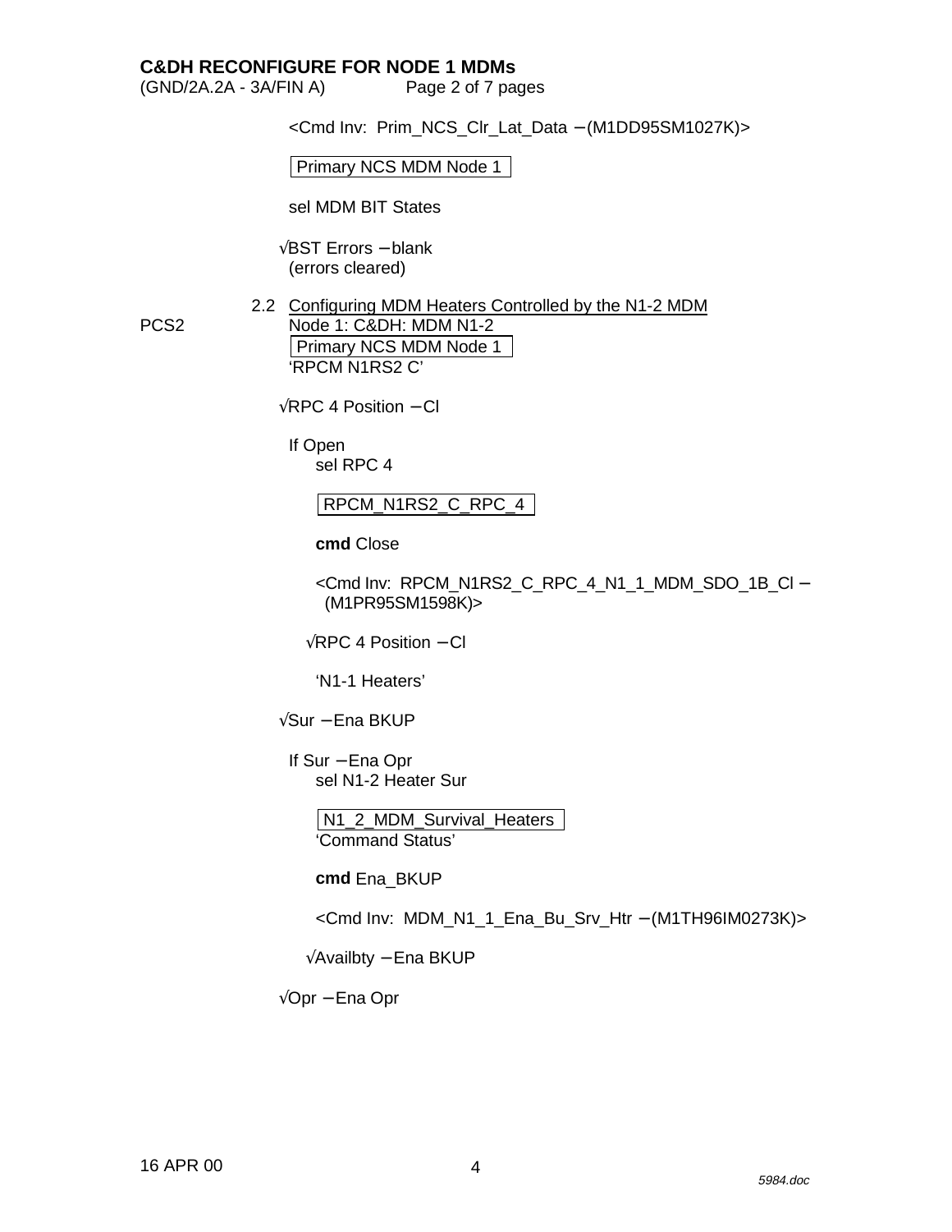<Cmd Inv:  Prim_NCS_Clr_Lat_Data – (M1DD95SM1027K)>

| Primary NCS MDM Node 1 |
|---|

sel MDM BIT States

√BST Errors – blank
(errors cleared)

2.2 Configuring MDM Heaters Controlled by the N1-2 MDM

PCS2 Node 1: C&DH: MDM N1-2

| Primary NCS MDM Node 1 |
|---|

'RPCM N1RS2 C'

√RPC 4 Position – Cl

If Open
    sel RPC 4

| RPCM_N1RS2_C_RPC_4 |
|---|

    **cmd** Close

    <Cmd Inv:  RPCM_N1RS2_C_RPC_4_N1_1_MDM_SDO_1B_Cl – (M1PR95SM1598K)>

    √RPC 4 Position – Cl

    'N1-1 Heaters'

√Sur – Ena BKUP

If Sur – Ena Opr
    sel N1-2 Heater Sur

| N1_2_MDM_Survival_Heaters |
|---|

    'Command Status'

    **cmd** Ena_BKUP

    <Cmd Inv:  MDM_N1_1_Ena_Bu_Srv_Htr – (M1TH96IM0273K)>

    √Availbty – Ena BKUP

√Opr – Ena Opr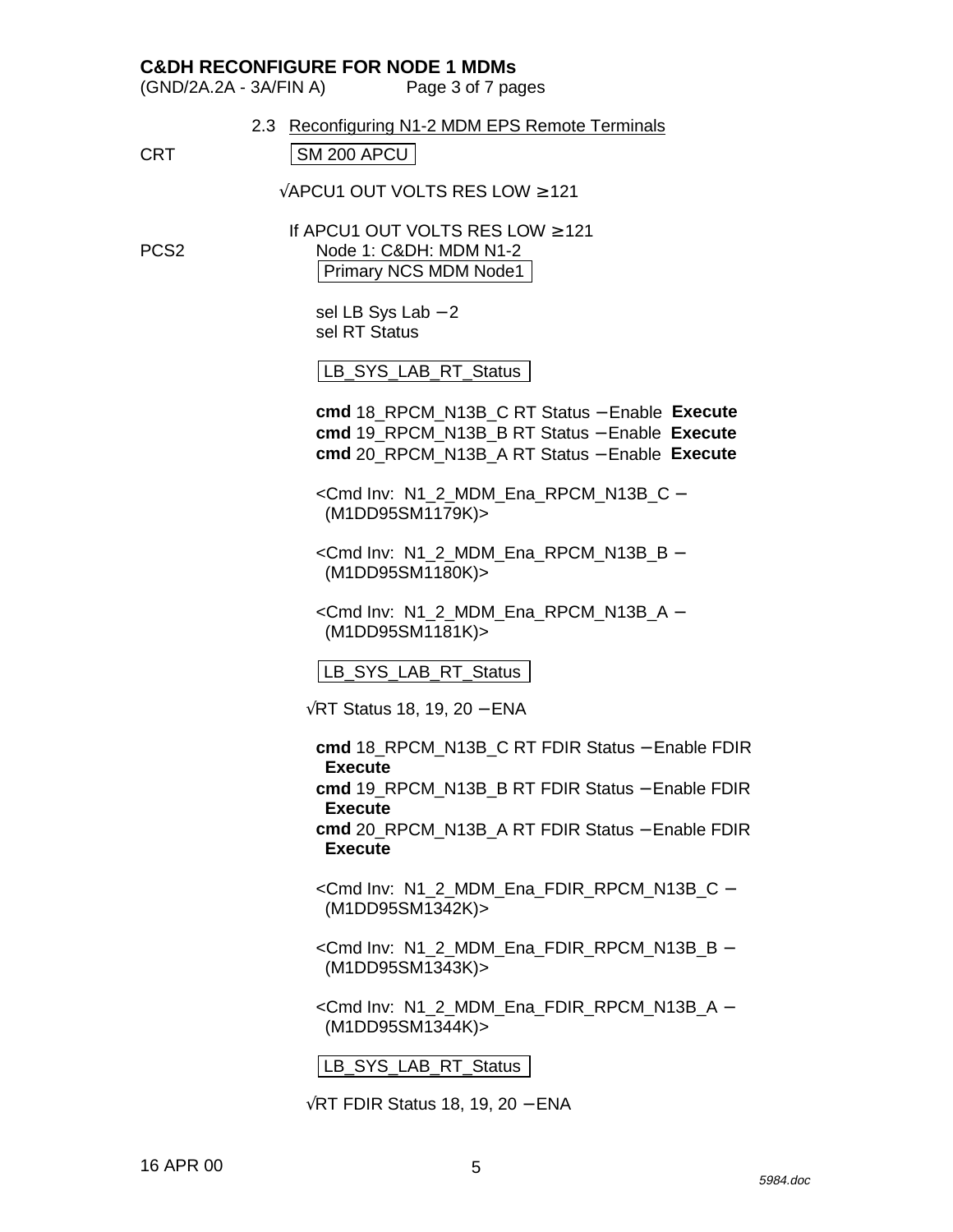**C&DH RECONFIGURE FOR NODE 1 MDMs**
(GND/2A.2A - 3A/FIN A)

2.3 Reconfiguring N1-2 MDM EPS Remote Terminals

CRT | SM 200 APCU |

√APCU1 OUT VOLTS RES LOW ≥ 121

If APCU1 OUT VOLTS RES LOW ≥ 121

PCS2 Node 1: C&DH: MDM N1-2
| Primary NCS MDM Node1 |

sel LB Sys Lab – 2
sel RT Status

| LB_SYS_LAB_RT_Status |

**cmd** 18_RPCM_N13B_C RT Status – Enable **Execute**
**cmd** 19_RPCM_N13B_B RT Status – Enable **Execute**
**cmd** 20_RPCM_N13B_A RT Status – Enable **Execute**

<Cmd Inv: N1_2_MDM_Ena_RPCM_N13B_C – (M1DD95SM1179K)>

<Cmd Inv: N1_2_MDM_Ena_RPCM_N13B_B – (M1DD95SM1180K)>

<Cmd Inv: N1_2_MDM_Ena_RPCM_N13B_A – (M1DD95SM1181K)>

| LB_SYS_LAB_RT_Status |

√RT Status 18, 19, 20 – ENA

**cmd** 18_RPCM_N13B_C RT FDIR Status – Enable FDIR **Execute**
**cmd** 19_RPCM_N13B_B RT FDIR Status – Enable FDIR **Execute**
**cmd** 20_RPCM_N13B_A RT FDIR Status – Enable FDIR **Execute**

<Cmd Inv: N1_2_MDM_Ena_FDIR_RPCM_N13B_C – (M1DD95SM1342K)>

<Cmd Inv: N1_2_MDM_Ena_FDIR_RPCM_N13B_B – (M1DD95SM1343K)>

<Cmd Inv: N1_2_MDM_Ena_FDIR_RPCM_N13B_A – (M1DD95SM1344K)>

| LB_SYS_LAB_RT_Status |

√RT FDIR Status 18, 19, 20 – ENA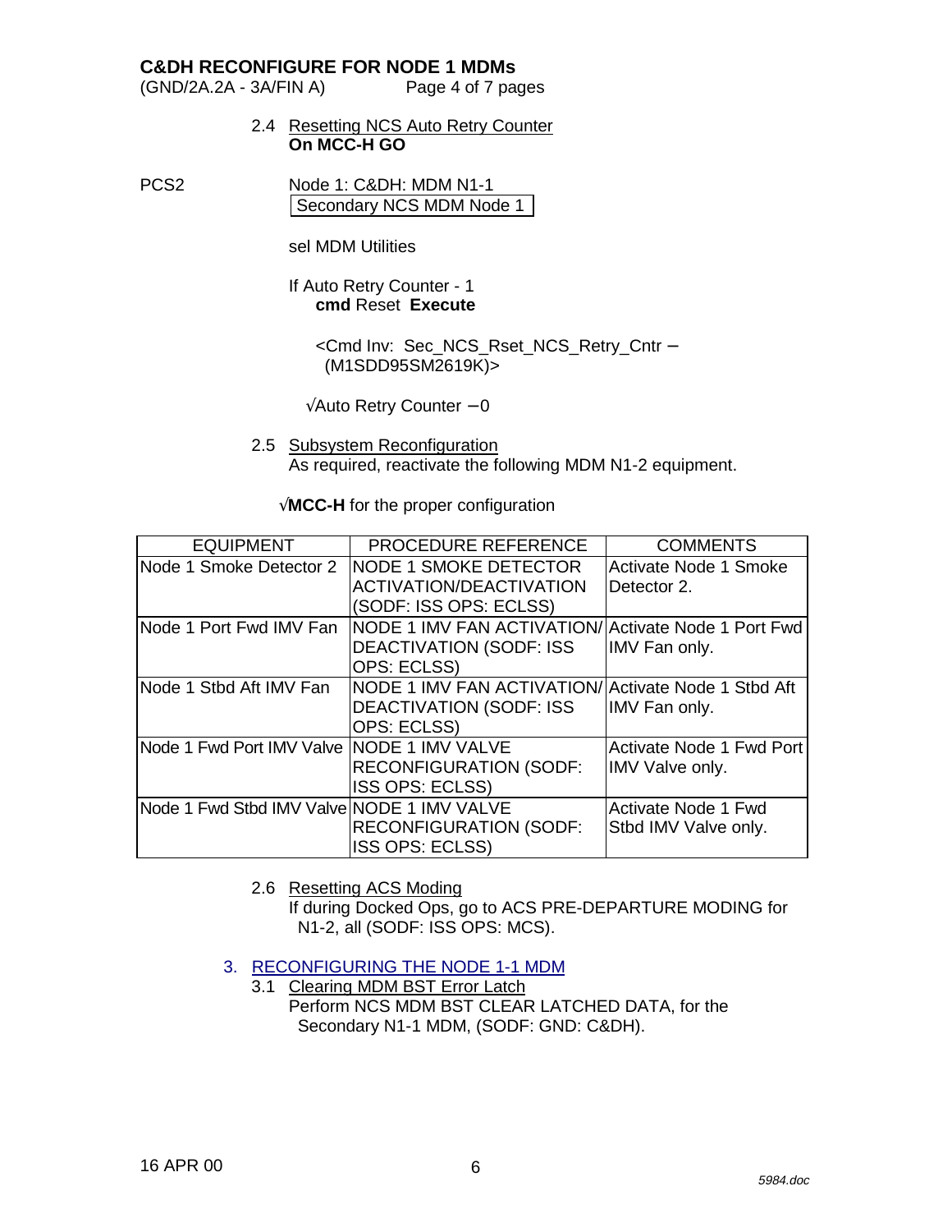**C&DH RECONFIGURE FOR NODE 1 MDMs**
(GND/2A.2A - 3A/FIN A)

2.4 Resetting NCS Auto Retry Counter
**On MCC-H GO**

PCS2 Node 1: C&DH: MDM N1-1
Secondary NCS MDM Node 1

sel MDM Utilities

If Auto Retry Counter - 1
**cmd** Reset **Execute**

<Cmd Inv: Sec_NCS_Rset_NCS_Retry_Cntr – (M1SDD95SM2619K)>

√Auto Retry Counter – 0

2.5 Subsystem Reconfiguration
As required, reactivate the following MDM N1-2 equipment.

√**MCC-H** for the proper configuration

| EQUIPMENT | PROCEDURE REFERENCE | COMMENTS |
|---|---|---|
| Node 1 Smoke Detector 2 | NODE 1 SMOKE DETECTOR ACTIVATION/DEACTIVATION (SODF: ISS OPS: ECLSS) | Activate Node 1 Smoke Detector 2. |
| Node 1 Port Fwd IMV Fan | NODE 1 IMV FAN ACTIVATION/ DEACTIVATION (SODF: ISS OPS: ECLSS) | Activate Node 1 Port Fwd IMV Fan only. |
| Node 1 Stbd Aft IMV Fan | NODE 1 IMV FAN ACTIVATION/ DEACTIVATION (SODF: ISS OPS: ECLSS) | Activate Node 1 Stbd Aft IMV Fan only. |
| Node 1 Fwd Port IMV Valve | NODE 1 IMV VALVE RECONFIGURATION (SODF: ISS OPS: ECLSS) | Activate Node 1 Fwd Port IMV Valve only. |
| Node 1 Fwd Stbd IMV Valve | NODE 1 IMV VALVE RECONFIGURATION (SODF: ISS OPS: ECLSS) | Activate Node 1 Fwd Stbd IMV Valve only. |

2.6 Resetting ACS Moding
If during Docked Ops, go to ACS PRE-DEPARTURE MODING for N1-2, all (SODF: ISS OPS: MCS).

3. RECONFIGURING THE NODE 1-1 MDM

3.1 Clearing MDM BST Error Latch
Perform NCS MDM BST CLEAR LATCHED DATA, for the Secondary N1-1 MDM, (SODF: GND: C&DH).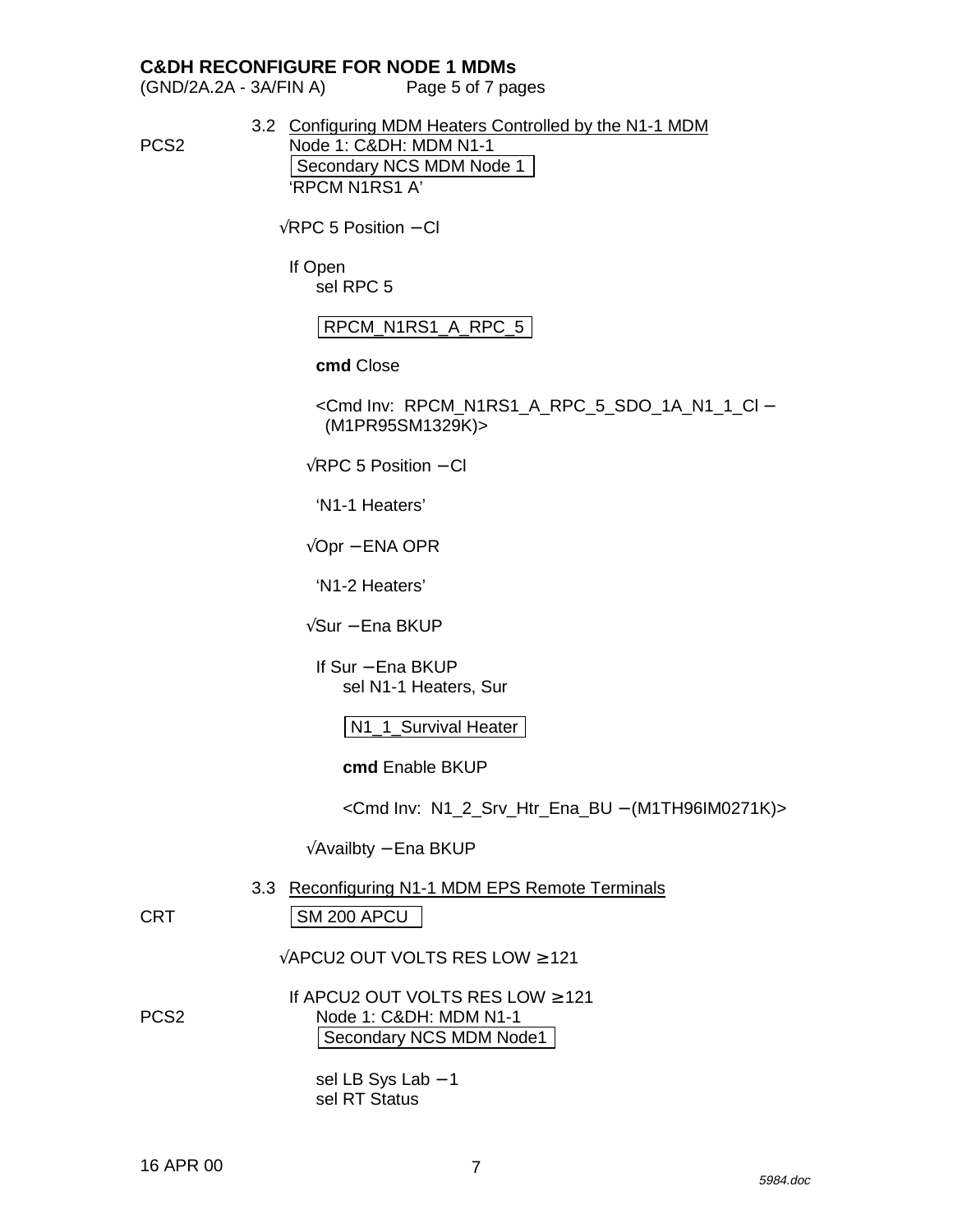**C&DH RECONFIGURE FOR NODE 1 MDMs**
(GND/2A.2A - 3A/FIN A)

3.2 <u>Configuring MDM Heaters Controlled by the N1-1 MDM</u>

PCS2 Node 1: C&DH: MDM N1-1
| Secondary NCS MDM Node 1 |
'RPCM N1RS1 A'

√RPC 5 Position – Cl

If Open
sel RPC 5

| RPCM_N1RS1_A_RPC_5 |

**cmd** Close

<Cmd Inv: RPCM_N1RS1_A_RPC_5_SDO_1A_N1_1_Cl – (M1PR95SM1329K)>

√RPC 5 Position – Cl

'N1-1 Heaters'

√Opr – ENA OPR

'N1-2 Heaters'

√Sur – Ena BKUP

If Sur – Ena BKUP
sel N1-1 Heaters, Sur

| N1_1_Survival Heater |

**cmd** Enable BKUP

<Cmd Inv: N1_2_Srv_Htr_Ena_BU – (M1TH96IM0271K)>

√Availbty – Ena BKUP

3.3 <u>Reconfiguring N1-1 MDM EPS Remote Terminals</u>

CRT | SM 200 APCU |

√APCU2 OUT VOLTS RES LOW ≥ 121

If APCU2 OUT VOLTS RES LOW ≥ 121

PCS2 Node 1: C&DH: MDM N1-1
| Secondary NCS MDM Node1 |

sel LB Sys Lab – 1
sel RT Status

16 APR 00

5984.doc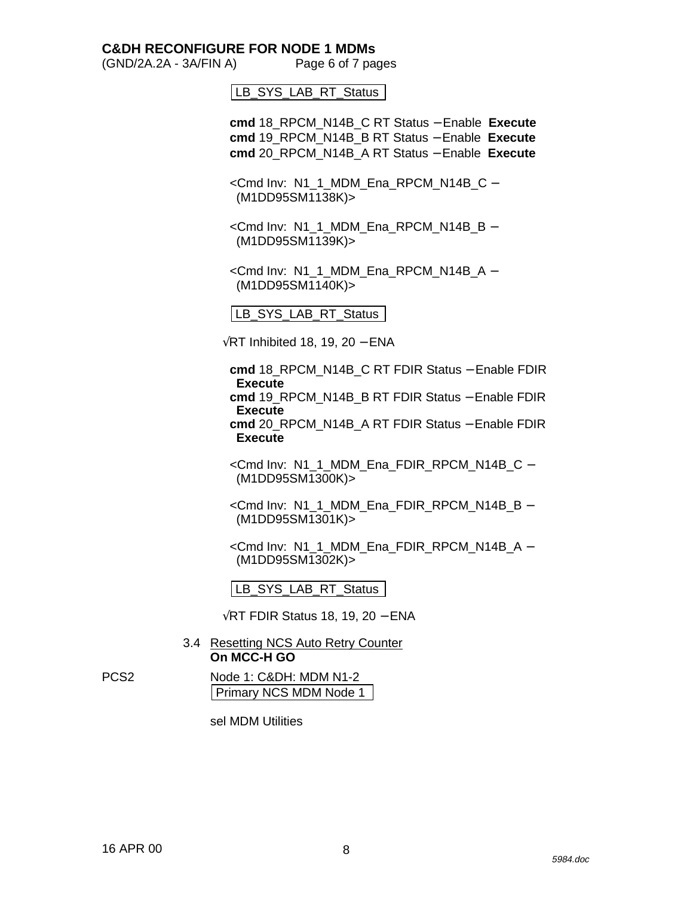LB_SYS_LAB_RT_Status

**cmd** 18_RPCM_N14B_C RT Status – Enable **Execute**
**cmd** 19_RPCM_N14B_B RT Status – Enable **Execute**
**cmd** 20_RPCM_N14B_A RT Status – Enable **Execute**

<Cmd Inv: N1_1_MDM_Ena_RPCM_N14B_C – (M1DD95SM1138K)>

<Cmd Inv: N1_1_MDM_Ena_RPCM_N14B_B – (M1DD95SM1139K)>

<Cmd Inv: N1_1_MDM_Ena_RPCM_N14B_A – (M1DD95SM1140K)>

LB_SYS_LAB_RT_Status

√RT Inhibited 18, 19, 20 – ENA

**cmd** 18_RPCM_N14B_C RT FDIR Status – Enable FDIR **Execute**
**cmd** 19_RPCM_N14B_B RT FDIR Status – Enable FDIR **Execute**
**cmd** 20_RPCM_N14B_A RT FDIR Status – Enable FDIR **Execute**

<Cmd Inv: N1_1_MDM_Ena_FDIR_RPCM_N14B_C – (M1DD95SM1300K)>

<Cmd Inv: N1_1_MDM_Ena_FDIR_RPCM_N14B_B – (M1DD95SM1301K)>

<Cmd Inv: N1_1_MDM_Ena_FDIR_RPCM_N14B_A – (M1DD95SM1302K)>

LB_SYS_LAB_RT_Status

√RT FDIR Status 18, 19, 20 – ENA

3.4 Resetting NCS Auto Retry Counter
**On MCC-H GO**

PCS2 Node 1: C&DH: MDM N1-2
Primary NCS MDM Node 1

sel MDM Utilities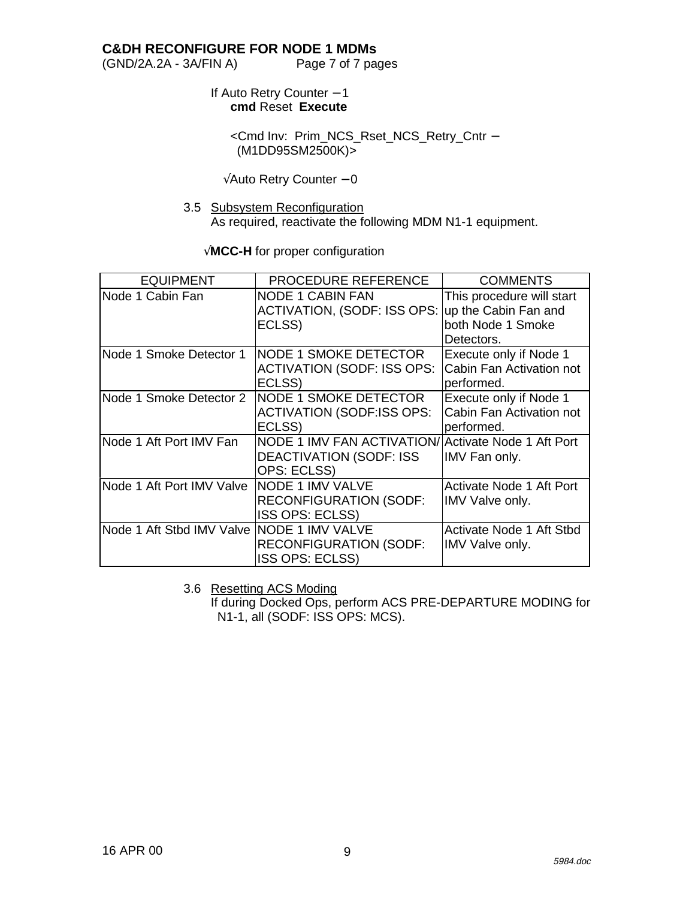**C&DH RECONFIGURE FOR NODE 1 MDMs**
(GND/2A.2A - 3A/FIN A)

If Auto Retry Counter – 1
**cmd** Reset **Execute**

<Cmd Inv: Prim_NCS_Rset_NCS_Retry_Cntr – (M1DD95SM2500K)>

√Auto Retry Counter – 0

3.5 Subsystem Reconfiguration
As required, reactivate the following MDM N1-1 equipment.

√**MCC-H** for proper configuration

| EQUIPMENT | PROCEDURE REFERENCE | COMMENTS |
| --- | --- | --- |
| Node 1 Cabin Fan | NODE 1 CABIN FAN ACTIVATION, (SODF: ISS OPS: ECLSS) | This procedure will start up the Cabin Fan and both Node 1 Smoke Detectors. |
| Node 1 Smoke Detector 1 | NODE 1 SMOKE DETECTOR ACTIVATION (SODF: ISS OPS: ECLSS) | Execute only if Node 1 Cabin Fan Activation not performed. |
| Node 1 Smoke Detector 2 | NODE 1 SMOKE DETECTOR ACTIVATION (SODF:ISS OPS: ECLSS) | Execute only if Node 1 Cabin Fan Activation not performed. |
| Node 1 Aft Port IMV Fan | NODE 1 IMV FAN ACTIVATION/ DEACTIVATION (SODF: ISS OPS: ECLSS) | Activate Node 1 Aft Port IMV Fan only. |
| Node 1 Aft Port IMV Valve | NODE 1 IMV VALVE RECONFIGURATION (SODF: ISS OPS: ECLSS) | Activate Node 1 Aft Port IMV Valve only. |
| Node 1 Aft Stbd IMV Valve | NODE 1 IMV VALVE RECONFIGURATION (SODF: ISS OPS: ECLSS) | Activate Node 1 Aft Stbd IMV Valve only. |

3.6 Resetting ACS Moding
If during Docked Ops, perform ACS PRE-DEPARTURE MODING for N1-1, all (SODF: ISS OPS: MCS).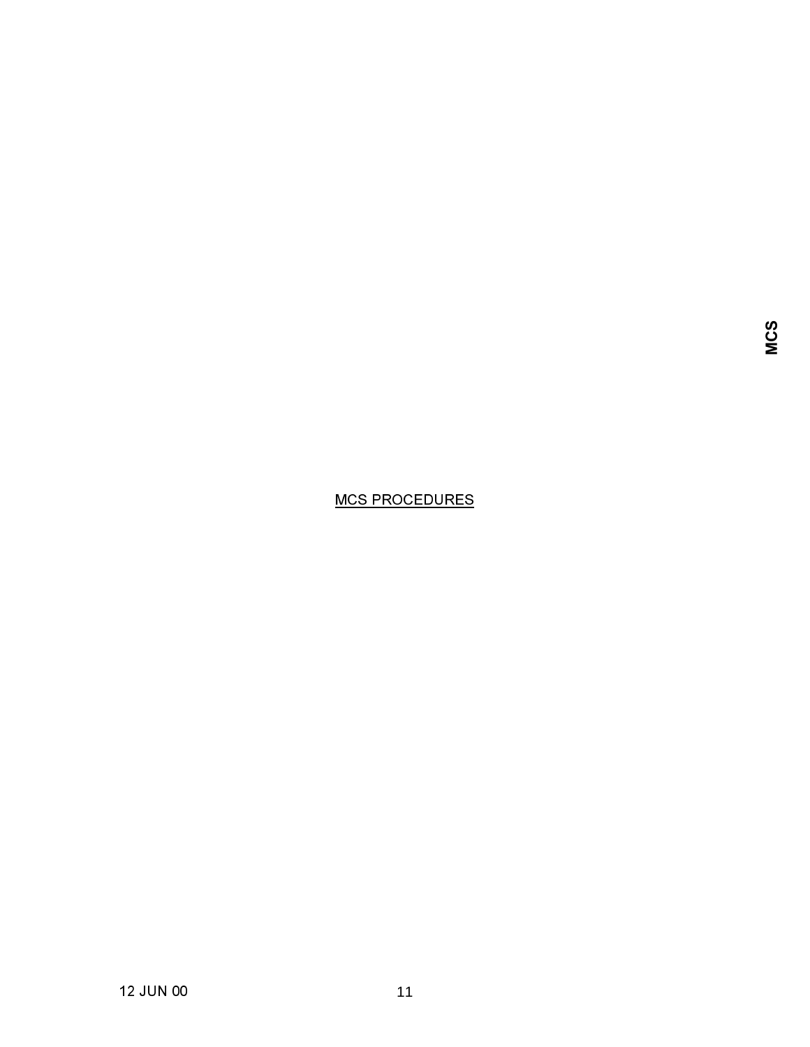MCS PROCEDURES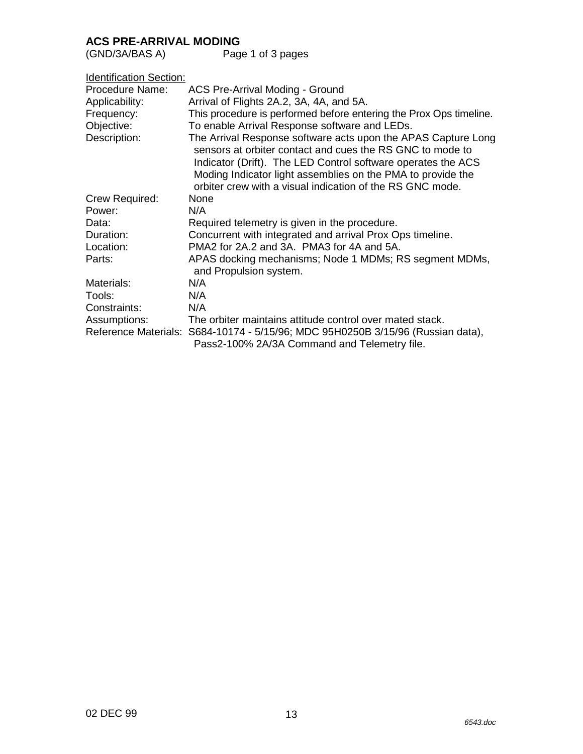# ACS PRE-ARRIVAL MODING

(GND/3A/BAS A)

<u>Identification Section:</u>

| | |
|---|---|
| Procedure Name: | ACS Pre-Arrival Moding - Ground |
| Applicability: | Arrival of Flights 2A.2, 3A, 4A, and 5A. |
| Frequency: | This procedure is performed before entering the Prox Ops timeline. |
| Objective: | To enable Arrival Response software and LEDs. |
| Description: | The Arrival Response software acts upon the APAS Capture Long sensors at orbiter contact and cues the RS GNC to mode to Indicator (Drift). The LED Control software operates the ACS Moding Indicator light assemblies on the PMA to provide the orbiter crew with a visual indication of the RS GNC mode. |
| Crew Required: | None |
| Power: | N/A |
| Data: | Required telemetry is given in the procedure. |
| Duration: | Concurrent with integrated and arrival Prox Ops timeline. |
| Location: | PMA2 for 2A.2 and 3A. PMA3 for 4A and 5A. |
| Parts: | APAS docking mechanisms; Node 1 MDMs; RS segment MDMs, and Propulsion system. |
| Materials: | N/A |
| Tools: | N/A |
| Constraints: | N/A |
| Assumptions: | The orbiter maintains attitude control over mated stack. |
| Reference Materials: | S684-10174 - 5/15/96; MDC 95H0250B 3/15/96 (Russian data), Pass2-100% 2A/3A Command and Telemetry file. |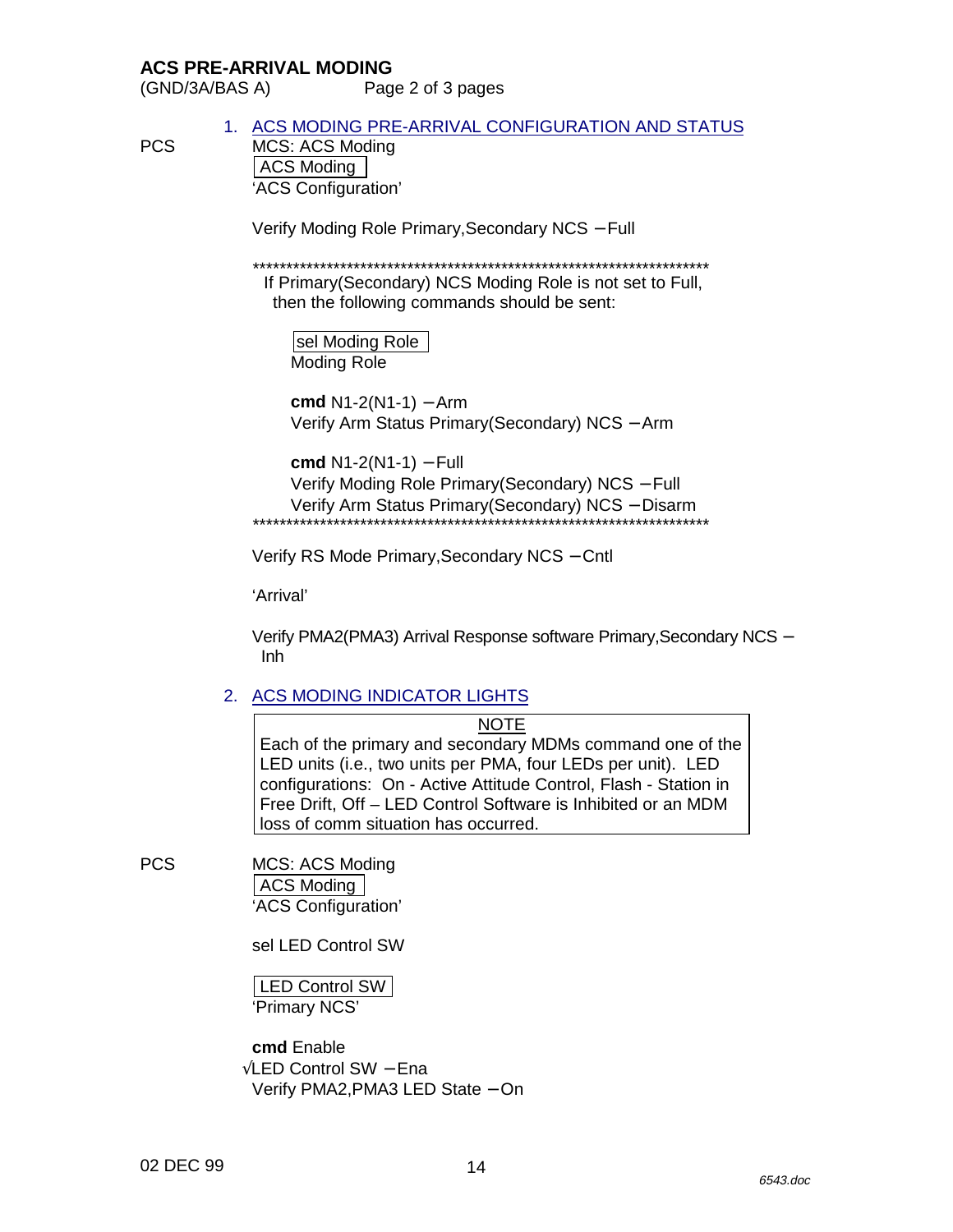**ACS PRE-ARRIVAL MODING**
(GND/3A/BAS A)

1. ACS MODING PRE-ARRIVAL CONFIGURATION AND STATUS

PCS

MCS: ACS Moding
ACS Moding
'ACS Configuration'

Verify Moding Role Primary,Secondary NCS – Full

**********************************************************************
If Primary(Secondary) NCS Moding Role is not set to Full, then the following commands should be sent:

sel Moding Role
Moding Role

**cmd** N1-2(N1-1) – Arm
Verify Arm Status Primary(Secondary) NCS – Arm

**cmd** N1-2(N1-1) – Full
Verify Moding Role Primary(Secondary) NCS – Full
Verify Arm Status Primary(Secondary) NCS – Disarm
**********************************************************************

Verify RS Mode Primary,Secondary NCS – Cntl

'Arrival'

Verify PMA2(PMA3) Arrival Response software Primary,Secondary NCS – Inh

2. ACS MODING INDICATOR LIGHTS

| NOTE |
|---|
| Each of the primary and secondary MDMs command one of the LED units (i.e., two units per PMA, four LEDs per unit). LED configurations: On - Active Attitude Control, Flash - Station in Free Drift, Off – LED Control Software is Inhibited or an MDM loss of comm situation has occurred. |

PCS

MCS: ACS Moding
ACS Moding
'ACS Configuration'

sel LED Control SW

LED Control SW
'Primary NCS'

**cmd** Enable
√LED Control SW – Ena
Verify PMA2,PMA3 LED State – On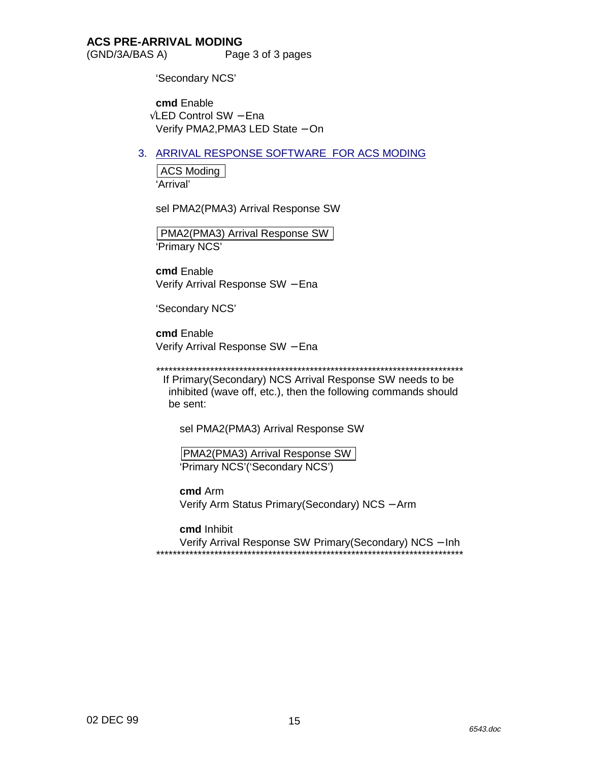'Secondary NCS'

**cmd** Enable
√LED Control SW – Ena
Verify PMA2,PMA3 LED State – On

3. ARRIVAL RESPONSE SOFTWARE FOR ACS MODING

ACS Moding
'Arrival'

sel PMA2(PMA3) Arrival Response SW

PMA2(PMA3) Arrival Response SW
'Primary NCS'

**cmd** Enable
Verify Arrival Response SW – Ena

'Secondary NCS'

**cmd** Enable
Verify Arrival Response SW – Ena

*****************************************************************************

If Primary(Secondary) NCS Arrival Response SW needs to be inhibited (wave off, etc.), then the following commands should be sent:

sel PMA2(PMA3) Arrival Response SW

PMA2(PMA3) Arrival Response SW
'Primary NCS'('Secondary NCS')

**cmd** Arm
Verify Arm Status Primary(Secondary) NCS – Arm

**cmd** Inhibit
Verify Arrival Response SW Primary(Secondary) NCS – Inh

*****************************************************************************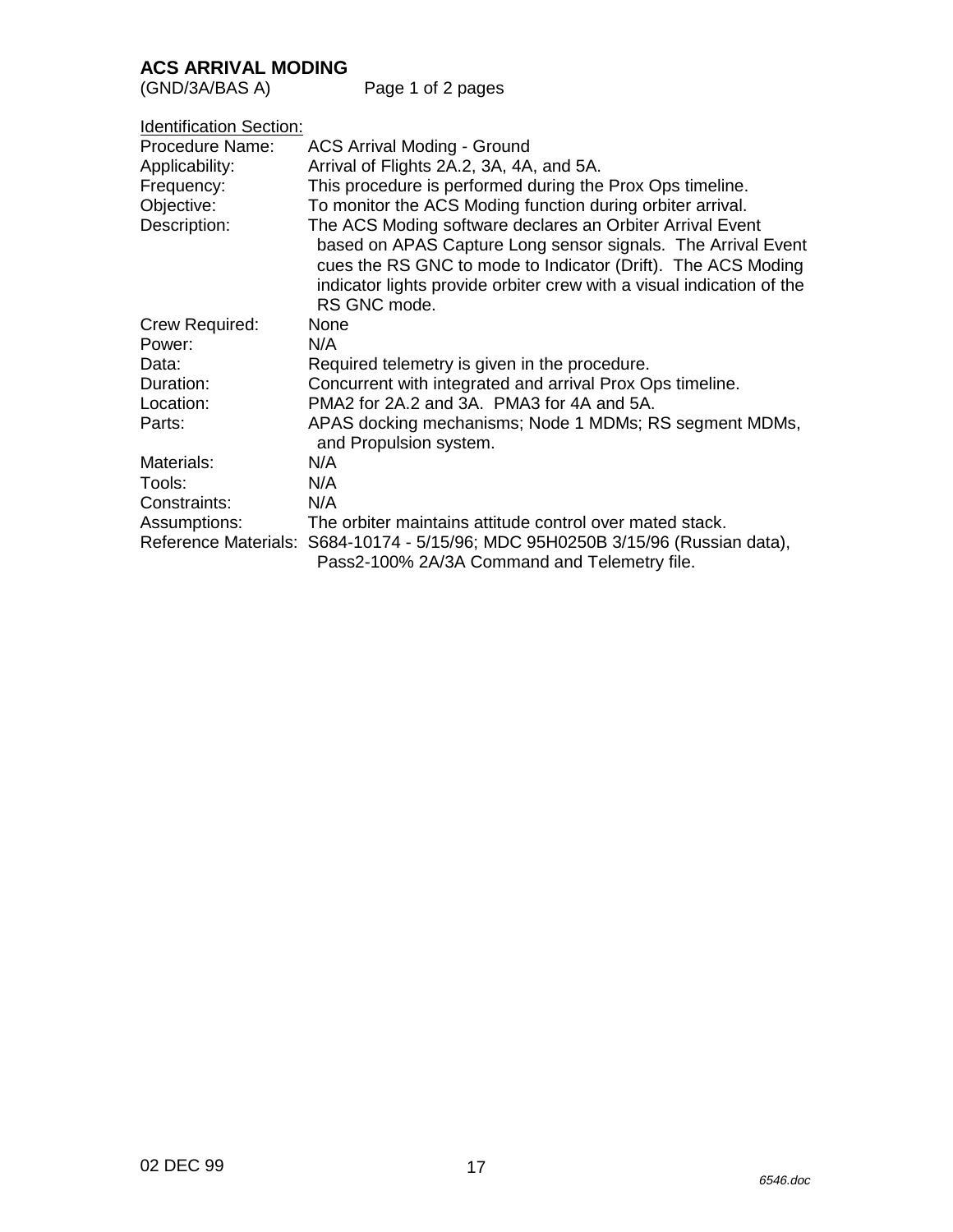## ACS ARRIVAL MODING

(GND/3A/BAS A)

Identification Section:

| | |
|---|---|
| Procedure Name: | ACS Arrival Moding - Ground |
| Applicability: | Arrival of Flights 2A.2, 3A, 4A, and 5A. |
| Frequency: | This procedure is performed during the Prox Ops timeline. |
| Objective: | To monitor the ACS Moding function during orbiter arrival. |
| Description: | The ACS Moding software declares an Orbiter Arrival Event based on APAS Capture Long sensor signals. The Arrival Event cues the RS GNC to mode to Indicator (Drift). The ACS Moding indicator lights provide orbiter crew with a visual indication of the RS GNC mode. |
| Crew Required: | None |
| Power: | N/A |
| Data: | Required telemetry is given in the procedure. |
| Duration: | Concurrent with integrated and arrival Prox Ops timeline. |
| Location: | PMA2 for 2A.2 and 3A. PMA3 for 4A and 5A. |
| Parts: | APAS docking mechanisms; Node 1 MDMs; RS segment MDMs, and Propulsion system. |
| Materials: | N/A |
| Tools: | N/A |
| Constraints: | N/A |
| Assumptions: | The orbiter maintains attitude control over mated stack. |
| Reference Materials: | S684-10174 - 5/15/96; MDC 95H0250B 3/15/96 (Russian data), Pass2-100% 2A/3A Command and Telemetry file. |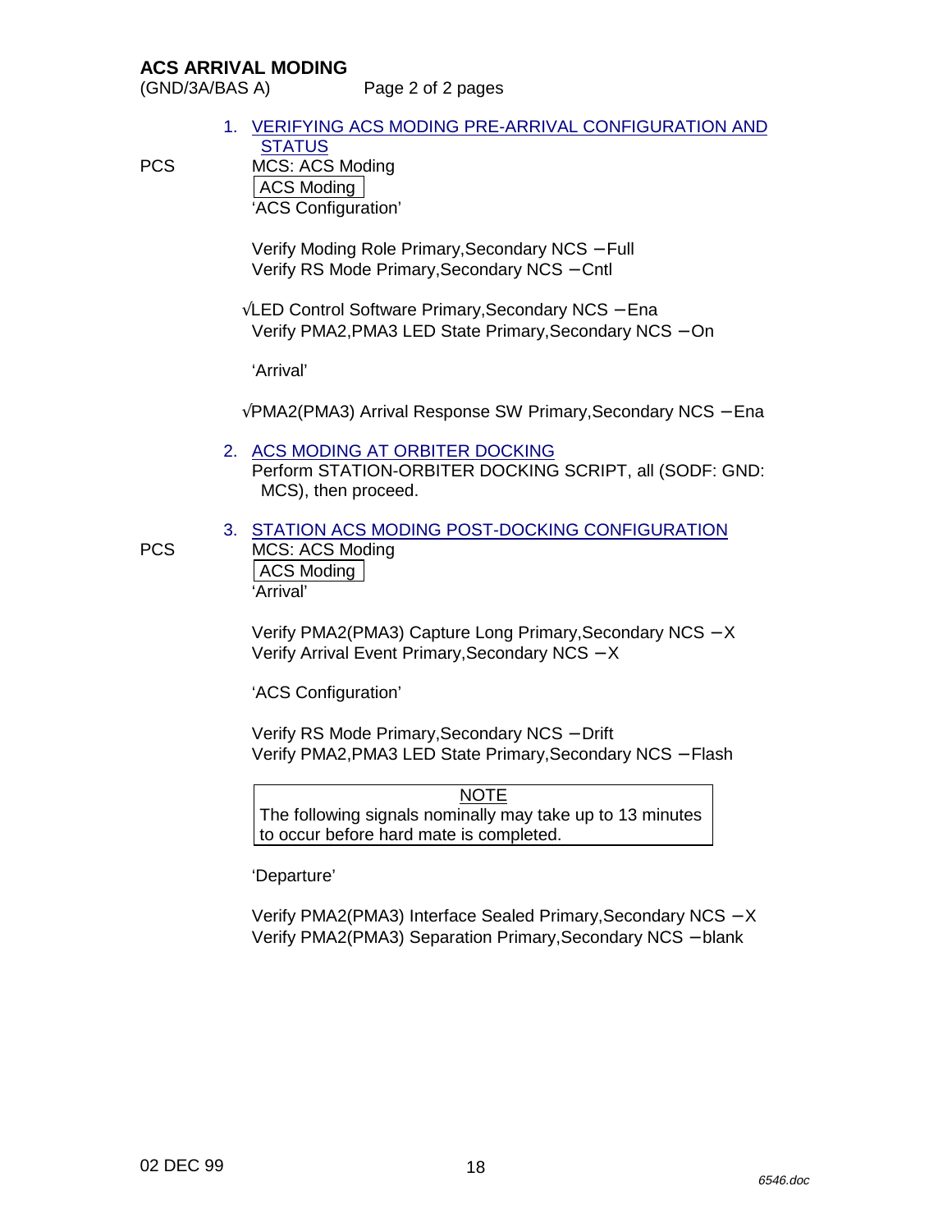## ACS ARRIVAL MODING

(GND/3A/BAS A)

1. VERIFYING ACS MODING PRE-ARRIVAL CONFIGURATION AND STATUS

PCS MCS: ACS Moding
ACS Moding
'ACS Configuration'

Verify Moding Role Primary,Secondary NCS – Full
Verify RS Mode Primary,Secondary NCS – Cntl

√LED Control Software Primary,Secondary NCS – Ena
Verify PMA2,PMA3 LED State Primary,Secondary NCS – On

'Arrival'

√PMA2(PMA3) Arrival Response SW Primary,Secondary NCS – Ena

2. ACS MODING AT ORBITER DOCKING

Perform STATION-ORBITER DOCKING SCRIPT, all (SODF: GND: MCS), then proceed.

3. STATION ACS MODING POST-DOCKING CONFIGURATION

PCS MCS: ACS Moding
ACS Moding
'Arrival'

Verify PMA2(PMA3) Capture Long Primary,Secondary NCS – X
Verify Arrival Event Primary,Secondary NCS – X

'ACS Configuration'

Verify RS Mode Primary,Secondary NCS – Drift
Verify PMA2,PMA3 LED State Primary,Secondary NCS – Flash

> NOTE
> The following signals nominally may take up to 13 minutes to occur before hard mate is completed.

'Departure'

Verify PMA2(PMA3) Interface Sealed Primary,Secondary NCS – X
Verify PMA2(PMA3) Separation Primary,Secondary NCS – blank

02 DEC 99

*6546.doc*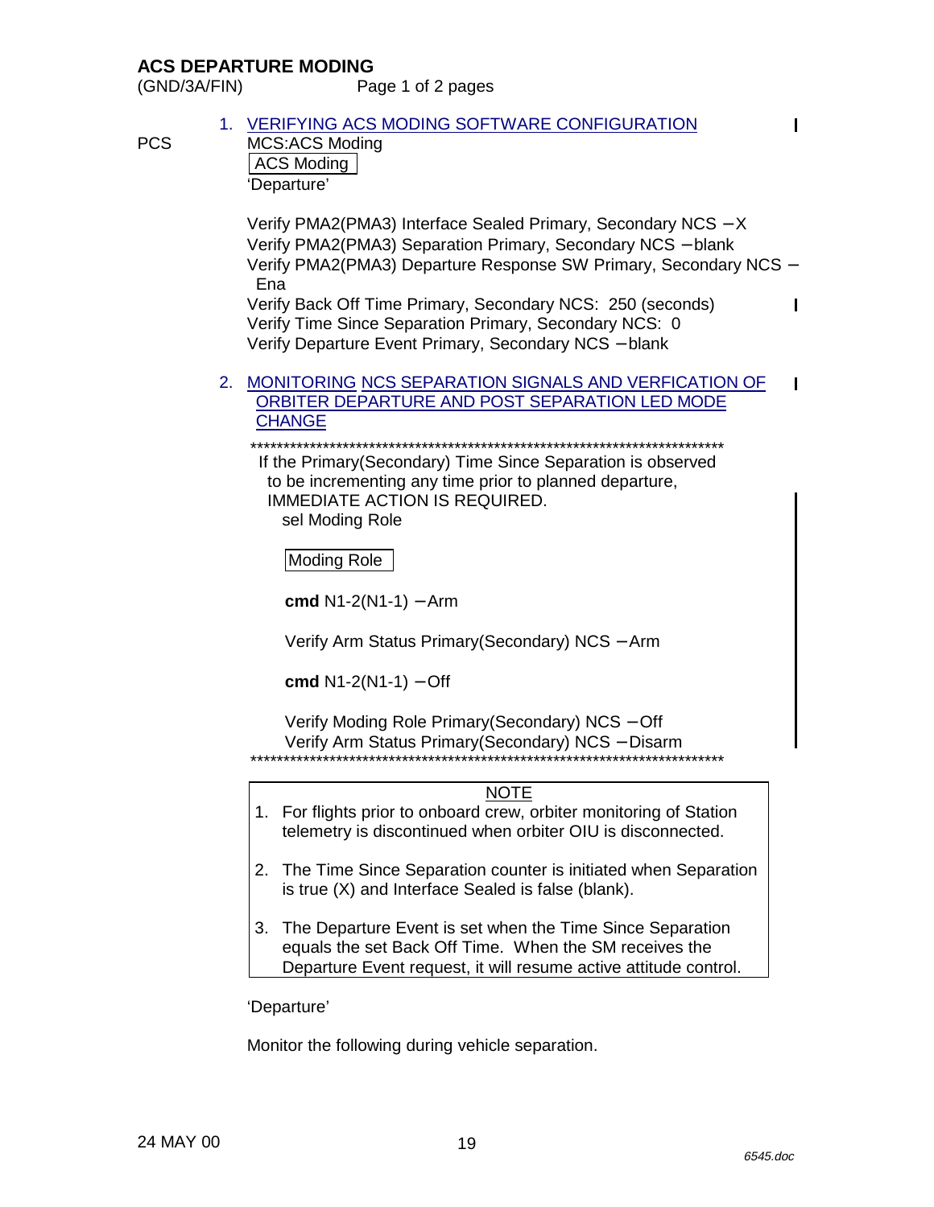## ACS DEPARTURE MODING

(GND/3A/FIN) Page 1 of 2 pages

1. VERIFYING ACS MODING SOFTWARE CONFIGURATION

PCS MCS:ACS Moding

ACS Moding

'Departure'

Verify PMA2(PMA3) Interface Sealed Primary, Secondary NCS – X
Verify PMA2(PMA3) Separation Primary, Secondary NCS – blank
Verify PMA2(PMA3) Departure Response SW Primary, Secondary NCS – Ena
Verify Back Off Time Primary, Secondary NCS: 250 (seconds)
Verify Time Since Separation Primary, Secondary NCS: 0
Verify Departure Event Primary, Secondary NCS – blank

2. MONITORING NCS SEPARATION SIGNALS AND VERFICATION OF ORBITER DEPARTURE AND POST SEPARATION LED MODE CHANGE

*****************************************************************************

If the Primary(Secondary) Time Since Separation is observed to be incrementing any time prior to planned departure, IMMEDIATE ACTION IS REQUIRED.

sel Moding Role

Moding Role

**cmd** N1-2(N1-1) – Arm

Verify Arm Status Primary(Secondary) NCS – Arm

**cmd** N1-2(N1-1) – Off

Verify Moding Role Primary(Secondary) NCS – Off
Verify Arm Status Primary(Secondary) NCS – Disarm

*****************************************************************************

NOTE

1. For flights prior to onboard crew, orbiter monitoring of Station telemetry is discontinued when orbiter OIU is disconnected.
2. The Time Since Separation counter is initiated when Separation is true (X) and Interface Sealed is false (blank).
3. The Departure Event is set when the Time Since Separation equals the set Back Off Time. When the SM receives the Departure Event request, it will resume active attitude control.

'Departure'

Monitor the following during vehicle separation.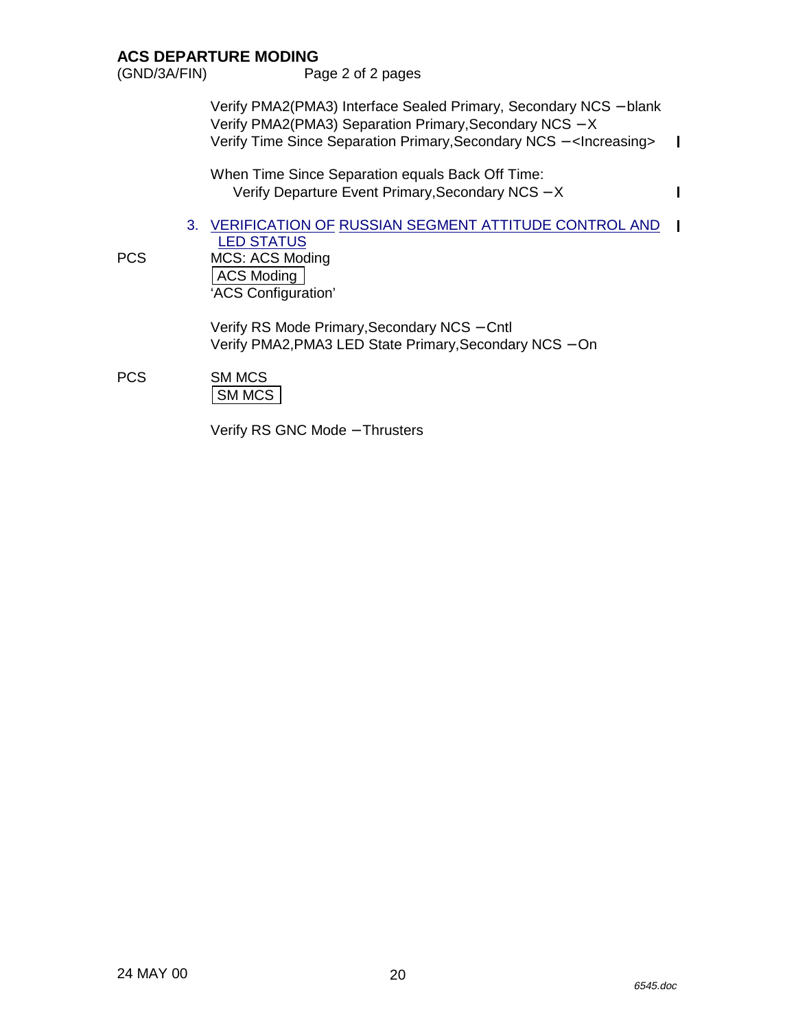## ACS DEPARTURE MODING

(GND/3A/FIN)

Verify PMA2(PMA3) Interface Sealed Primary, Secondary NCS – blank
Verify PMA2(PMA3) Separation Primary,Secondary NCS – X
Verify Time Since Separation Primary,Secondary NCS – <Increasing>

When Time Since Separation equals Back Off Time:
Verify Departure Event Primary,Secondary NCS – X

3. VERIFICATION OF RUSSIAN SEGMENT ATTITUDE CONTROL AND LED STATUS

PCS MCS: ACS Moding
ACS Moding
'ACS Configuration'

Verify RS Mode Primary,Secondary NCS – Cntl
Verify PMA2,PMA3 LED State Primary,Secondary NCS – On

PCS SM MCS
SM MCS

Verify RS GNC Mode – Thrusters

24 MAY 00

6545.doc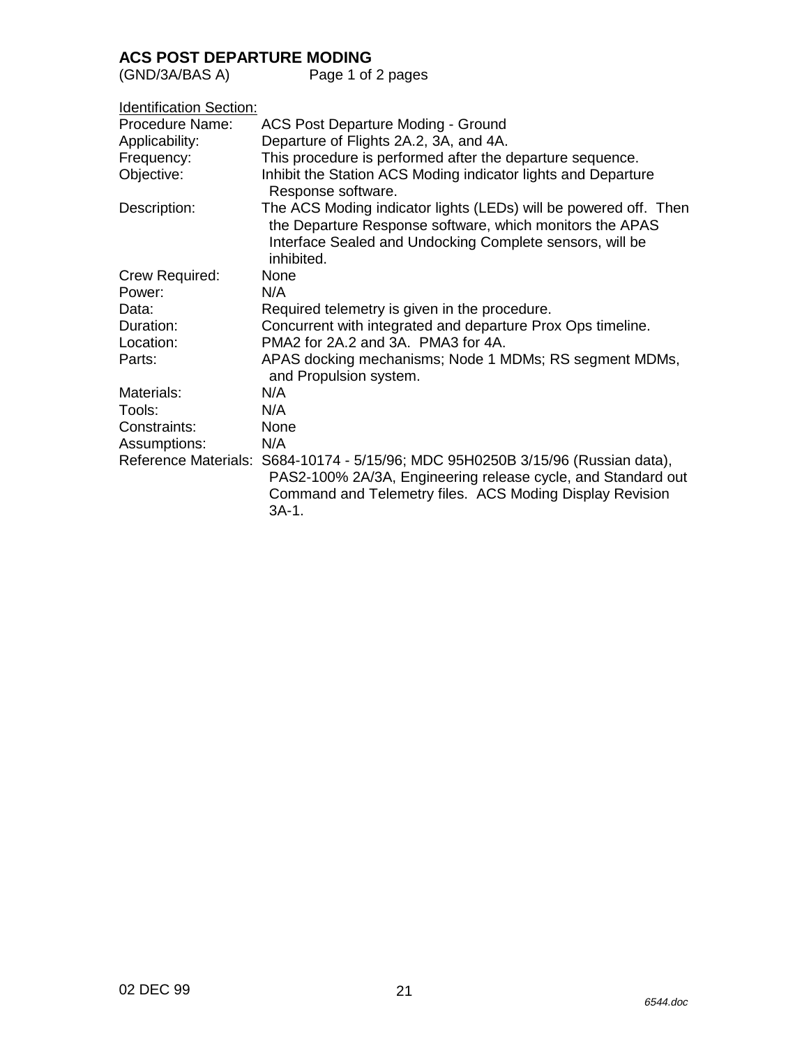# ACS POST DEPARTURE MODING

(GND/3A/BAS A)

Identification Section:

| | |
|---|---|
| Procedure Name: | ACS Post Departure Moding - Ground |
| Applicability: | Departure of Flights 2A.2, 3A, and 4A. |
| Frequency: | This procedure is performed after the departure sequence. |
| Objective: | Inhibit the Station ACS Moding indicator lights and Departure Response software. |
| Description: | The ACS Moding indicator lights (LEDs) will be powered off. Then the Departure Response software, which monitors the APAS Interface Sealed and Undocking Complete sensors, will be inhibited. |
| Crew Required: | None |
| Power: | N/A |
| Data: | Required telemetry is given in the procedure. |
| Duration: | Concurrent with integrated and departure Prox Ops timeline. |
| Location: | PMA2 for 2A.2 and 3A. PMA3 for 4A. |
| Parts: | APAS docking mechanisms; Node 1 MDMs; RS segment MDMs, and Propulsion system. |
| Materials: | N/A |
| Tools: | N/A |
| Constraints: | None |
| Assumptions: | N/A |
| Reference Materials: | S684-10174 - 5/15/96; MDC 95H0250B 3/15/96 (Russian data), PAS2-100% 2A/3A, Engineering release cycle, and Standard out Command and Telemetry files. ACS Moding Display Revision 3A-1. |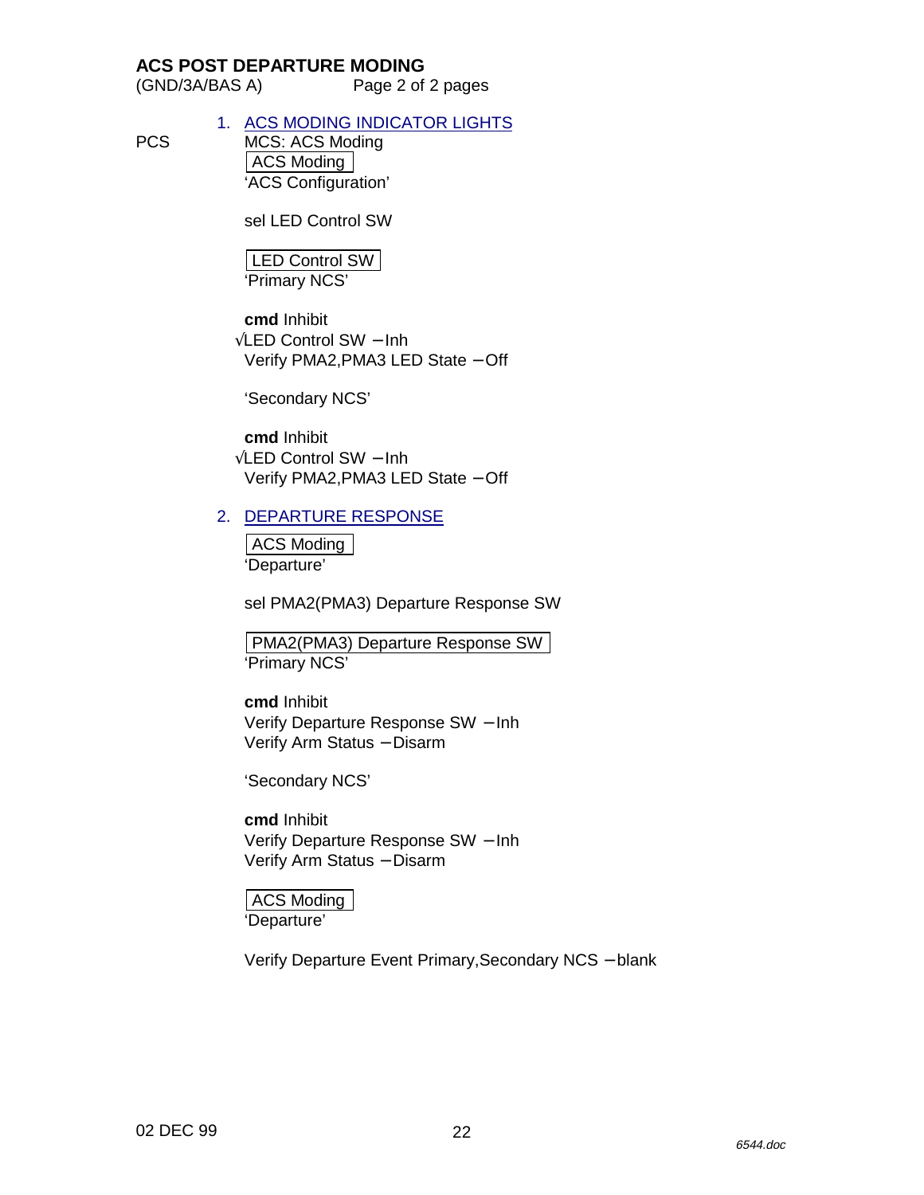## ACS POST DEPARTURE MODING

(GND/3A/BAS A) Page 2 of 2 pages

1. ACS MODING INDICATOR LIGHTS

PCS

MCS: ACS Moding

| ACS Moding |

'ACS Configuration'

sel LED Control SW

| LED Control SW |

'Primary NCS'

**cmd** Inhibit

√LED Control SW – Inh

Verify PMA2,PMA3 LED State – Off

'Secondary NCS'

**cmd** Inhibit

√LED Control SW – Inh

Verify PMA2,PMA3 LED State – Off

2. DEPARTURE RESPONSE

| ACS Moding |

'Departure'

sel PMA2(PMA3) Departure Response SW

| PMA2(PMA3) Departure Response SW |

'Primary NCS'

**cmd** Inhibit

Verify Departure Response SW – Inh

Verify Arm Status – Disarm

'Secondary NCS'

**cmd** Inhibit

Verify Departure Response SW – Inh

Verify Arm Status – Disarm

| ACS Moding |

'Departure'

Verify Departure Event Primary,Secondary NCS – blank

02 DEC 99

6544.doc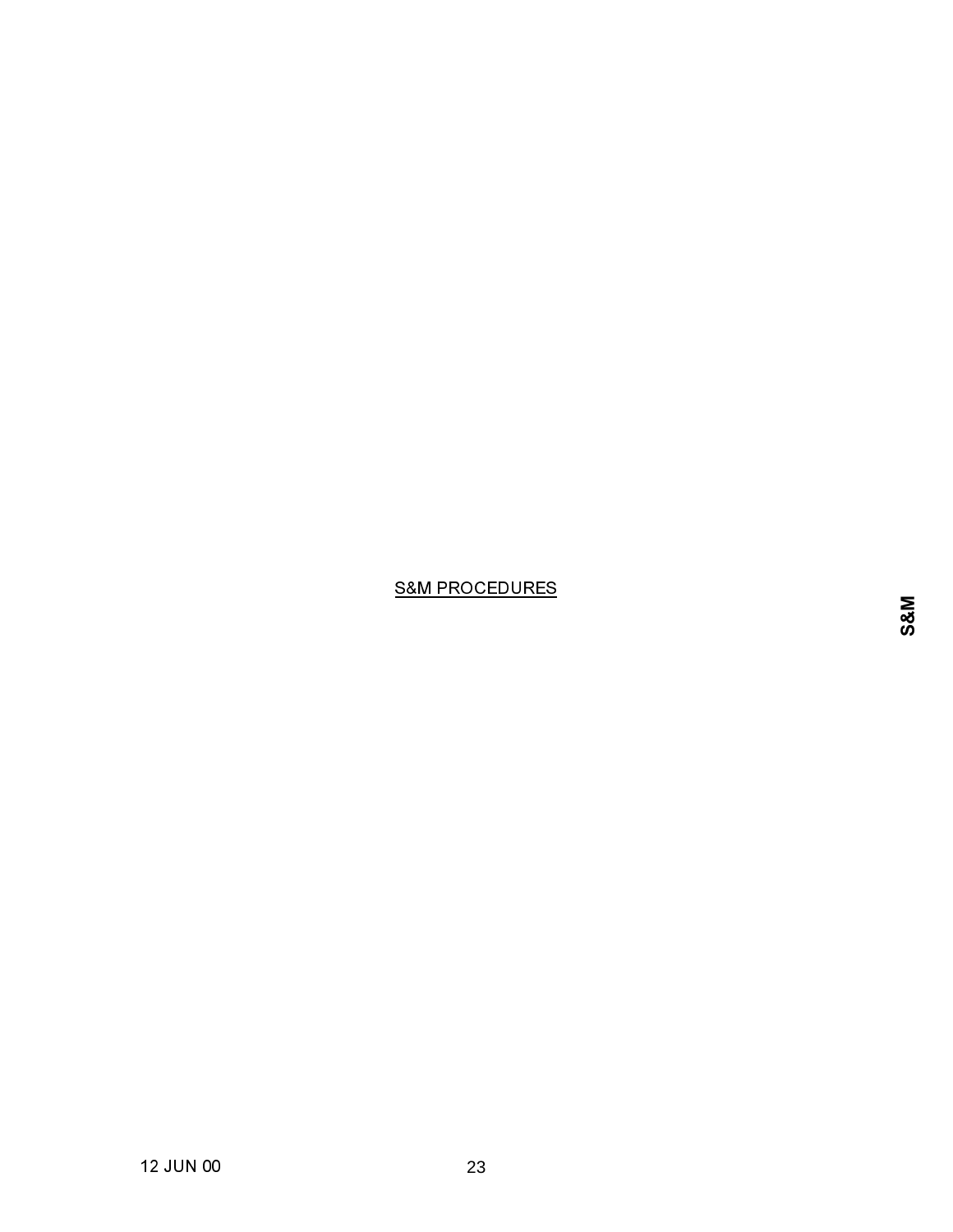S&M PROCEDURES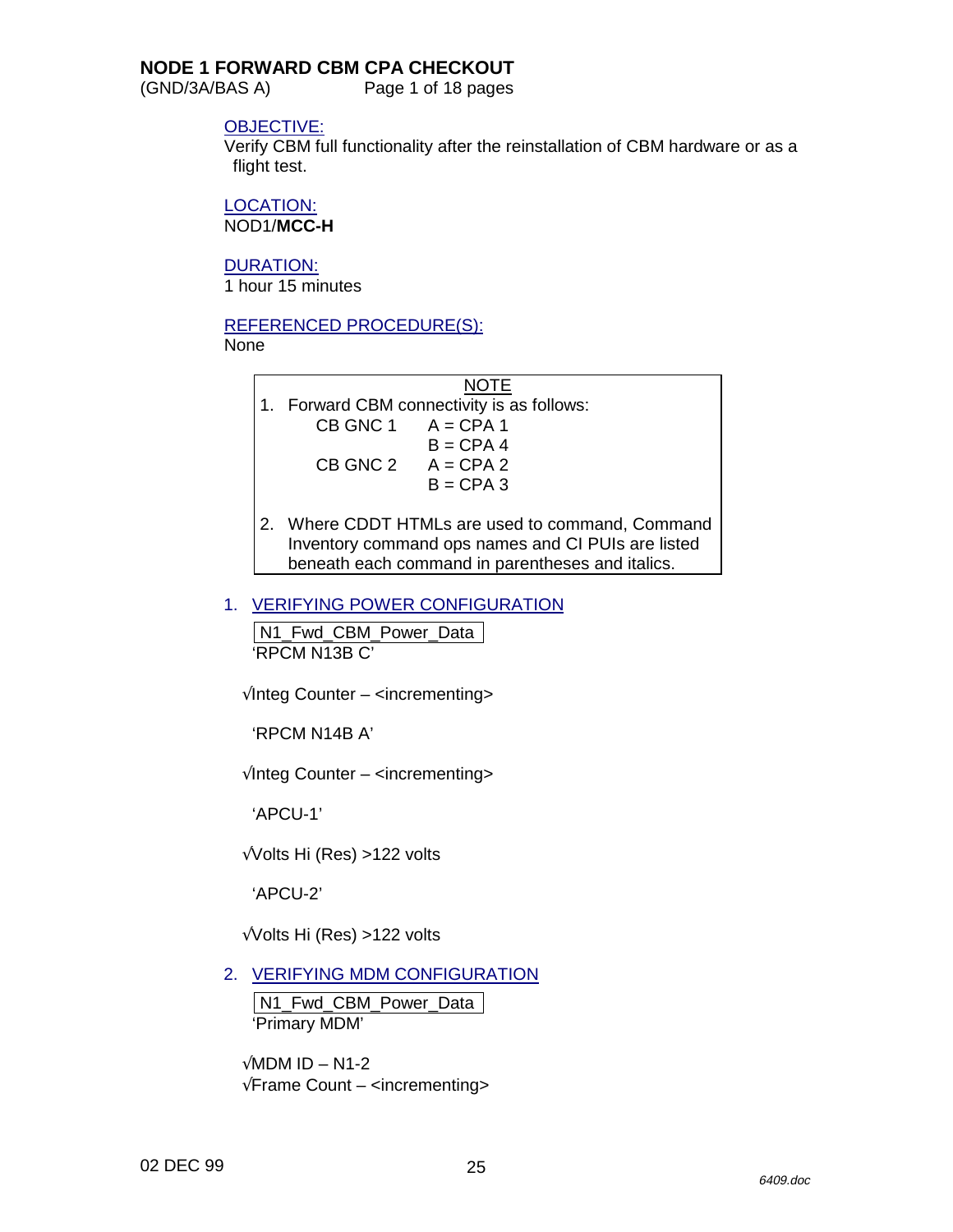# NODE 1 FORWARD CBM CPA CHECKOUT

(GND/3A/BAS A)

OBJECTIVE:

Verify CBM full functionality after the reinstallation of CBM hardware or as a flight test.

LOCATION:

NOD1/**MCC-H**

DURATION:

1 hour 15 minutes

REFERENCED PROCEDURE(S):

None

> NOTE
>
> 1. Forward CBM connectivity is as follows:
>
> | | |
> |---|---|
> | CB GNC 1 | A = CPA 1 |
> | | B = CPA 4 |
> | CB GNC 2 | A = CPA 2 |
> | | B = CPA 3 |
>
> 2. Where CDDT HTMLs are used to command, Command Inventory command ops names and CI PUIs are listed beneath each command in parentheses and italics.

## 1. VERIFYING POWER CONFIGURATION

N1_Fwd_CBM_Power_Data

'RPCM N13B C'

√Integ Counter – <incrementing>

'RPCM N14B A'

√Integ Counter – <incrementing>

'APCU-1'

√Volts Hi (Res) >122 volts

'APCU-2'

√Volts Hi (Res) >122 volts

## 2. VERIFYING MDM CONFIGURATION

N1_Fwd_CBM_Power_Data

'Primary MDM'

√MDM ID – N1-2

√Frame Count – <incrementing>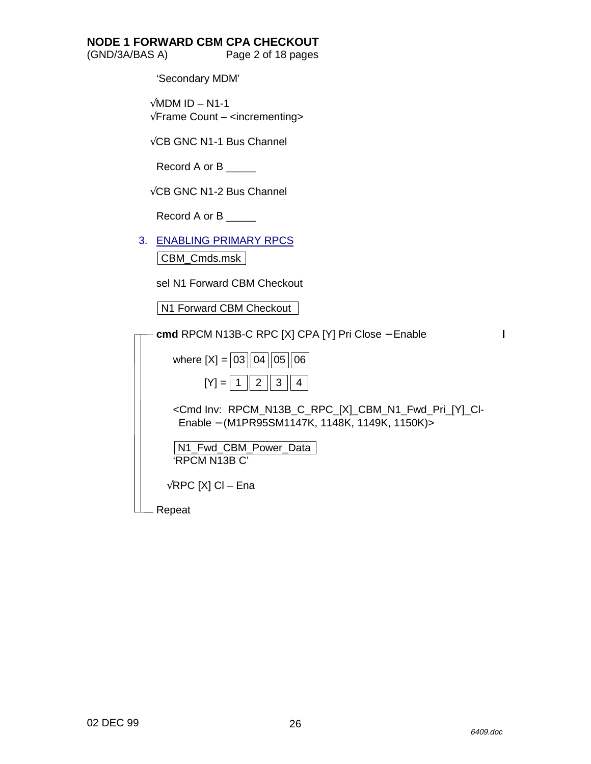'Secondary MDM'

√MDM ID – N1-1
√Frame Count – <incrementing>

√CB GNC N1-1 Bus Channel

Record A or B _____

√CB GNC N1-2 Bus Channel

Record A or B _____

3. ENABLING PRIMARY RPCS

CBM_Cmds.msk

sel N1 Forward CBM Checkout

N1 Forward CBM Checkout

**cmd** RPCM N13B-C RPC [X] CPA [Y] Pri Close – Enable

where [X] = | 03 | 04 | 05 | 06 |

[Y] = | 1 | 2 | 3 | 4 |

<Cmd Inv: RPCM_N13B_C_RPC_[X]_CBM_N1_Fwd_Pri_[Y]_Cl-Enable – (M1PR95SM1147K, 1148K, 1149K, 1150K)>

N1_Fwd_CBM_Power_Data
'RPCM N13B C'

√RPC [X] Cl – Ena

Repeat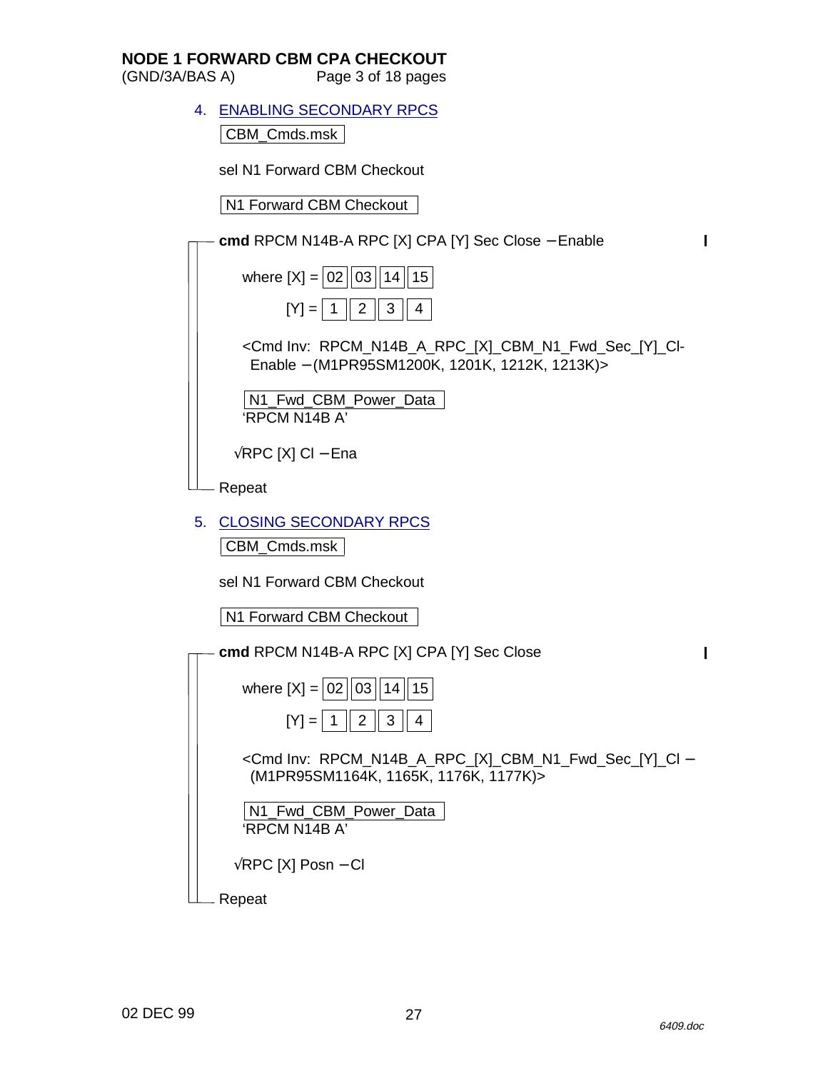# NODE 1 FORWARD CBM CPA CHECKOUT

(GND/3A/BAS A)

## 4. ENABLING SECONDARY RPCS

CBM_Cmds.msk

sel N1 Forward CBM Checkout

N1 Forward CBM Checkout

**cmd** RPCM N14B-A RPC [X] CPA [Y] Sec Close – Enable

where [X] = | 02 | 03 | 14 | 15 |

[Y] = | 1 | 2 | 3 | 4 |

<Cmd Inv: RPCM_N14B_A_RPC_[X]_CBM_N1_Fwd_Sec_[Y]_Cl-Enable – (M1PR95SM1200K, 1201K, 1212K, 1213K)>

N1_Fwd_CBM_Power_Data
'RPCM N14B A'

√RPC [X] Cl – Ena

Repeat

## 5. CLOSING SECONDARY RPCS

CBM_Cmds.msk

sel N1 Forward CBM Checkout

N1 Forward CBM Checkout

**cmd** RPCM N14B-A RPC [X] CPA [Y] Sec Close

where [X] = | 02 | 03 | 14 | 15 |

[Y] = | 1 | 2 | 3 | 4 |

<Cmd Inv: RPCM_N14B_A_RPC_[X]_CBM_N1_Fwd_Sec_[Y]_Cl – (M1PR95SM1164K, 1165K, 1176K, 1177K)>

N1_Fwd_CBM_Power_Data
'RPCM N14B A'

√RPC [X] Posn – Cl

Repeat

02 DEC 99

6409.doc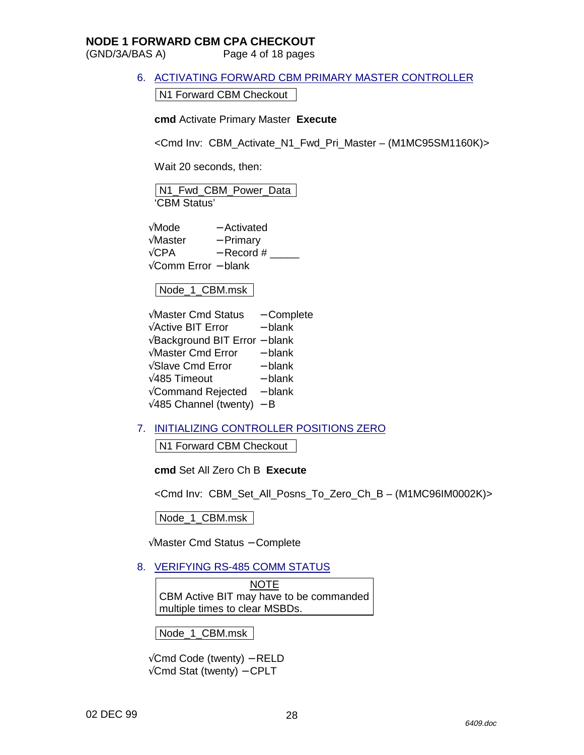6. ACTIVATING FORWARD CBM PRIMARY MASTER CONTROLLER

N1 Forward CBM Checkout

**cmd** Activate Primary Master **Execute**

<Cmd Inv: CBM_Activate_N1_Fwd_Pri_Master – (M1MC95SM1160K)>

Wait 20 seconds, then:

N1_Fwd_CBM_Power_Data
'CBM Status'

√Mode – Activated
√Master – Primary
√CPA – Record # _____
√Comm Error – blank

Node_1_CBM.msk

√Master Cmd Status – Complete
√Active BIT Error – blank
√Background BIT Error – blank
√Master Cmd Error – blank
√Slave Cmd Error – blank
√485 Timeout – blank
√Command Rejected – blank
√485 Channel (twenty) – B

7. INITIALIZING CONTROLLER POSITIONS ZERO

N1 Forward CBM Checkout

**cmd** Set All Zero Ch B **Execute**

<Cmd Inv: CBM_Set_All_Posns_To_Zero_Ch_B – (M1MC96IM0002K)>

Node_1_CBM.msk

√Master Cmd Status – Complete

8. VERIFYING RS-485 COMM STATUS

NOTE
CBM Active BIT may have to be commanded multiple times to clear MSBDs.

Node_1_CBM.msk

√Cmd Code (twenty) – RELD
√Cmd Stat (twenty) – CPLT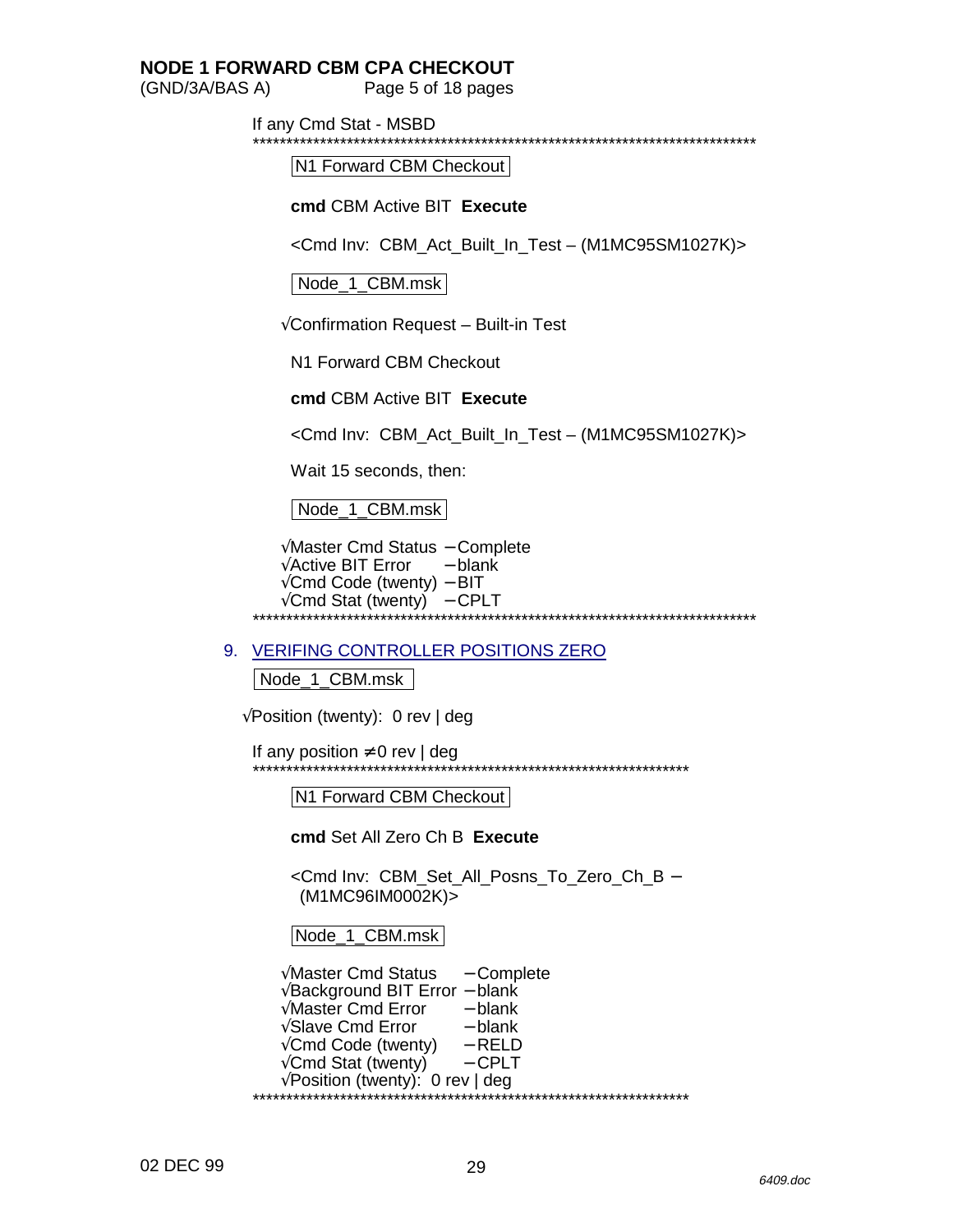If any Cmd Stat - MSBD

******************************************************************************

N1 Forward CBM Checkout

**cmd** CBM Active BIT **Execute**

<Cmd Inv: CBM_Act_Built_In_Test – (M1MC95SM1027K)>

Node_1_CBM.msk

√Confirmation Request – Built-in Test

N1 Forward CBM Checkout

**cmd** CBM Active BIT **Execute**

<Cmd Inv: CBM_Act_Built_In_Test – (M1MC95SM1027K)>

Wait 15 seconds, then:

Node_1_CBM.msk

√Master Cmd Status – Complete
√Active BIT Error – blank
√Cmd Code (twenty) – BIT
√Cmd Stat (twenty) – CPLT

******************************************************************************

## 9. VERIFING CONTROLLER POSITIONS ZERO

Node_1_CBM.msk

√Position (twenty): 0 rev | deg

If any position ≠ 0 rev | deg

*******************************************************************

N1 Forward CBM Checkout

**cmd** Set All Zero Ch B **Execute**

<Cmd Inv: CBM_Set_All_Posns_To_Zero_Ch_B – (M1MC96IM0002K)>

Node_1_CBM.msk

√Master Cmd Status – Complete
√Background BIT Error – blank
√Master Cmd Error – blank
√Slave Cmd Error – blank
√Cmd Code (twenty) – RELD
√Cmd Stat (twenty) – CPLT
√Position (twenty): 0 rev | deg

*******************************************************************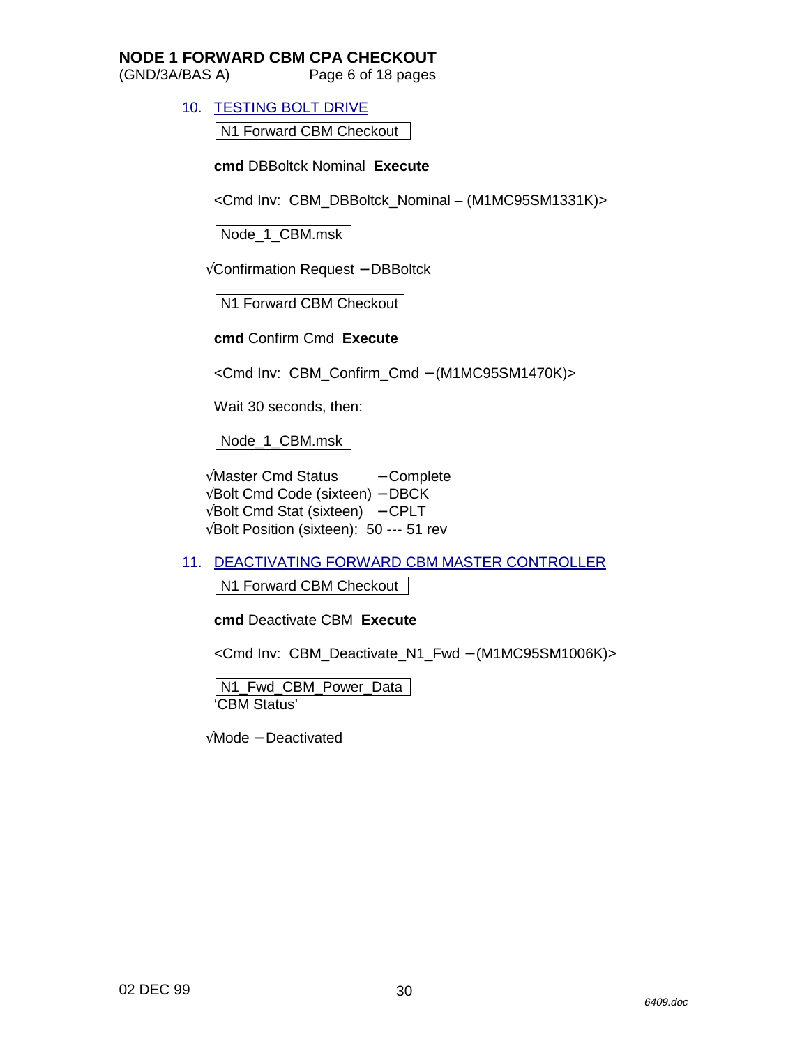10. TESTING BOLT DRIVE

N1 Forward CBM Checkout

**cmd** DBBoltck Nominal **Execute**

<Cmd Inv: CBM_DBBoltck_Nominal – (M1MC95SM1331K)>

Node_1_CBM.msk

√Confirmation Request – DBBoltck

N1 Forward CBM Checkout

**cmd** Confirm Cmd **Execute**

<Cmd Inv: CBM_Confirm_Cmd – (M1MC95SM1470K)>

Wait 30 seconds, then:

Node_1_CBM.msk

√Master Cmd Status – Complete
√Bolt Cmd Code (sixteen) – DBCK
√Bolt Cmd Stat (sixteen) – CPLT
√Bolt Position (sixteen): 50 --- 51 rev

11. DEACTIVATING FORWARD CBM MASTER CONTROLLER

N1 Forward CBM Checkout

**cmd** Deactivate CBM **Execute**

<Cmd Inv: CBM_Deactivate_N1_Fwd – (M1MC95SM1006K)>

N1_Fwd_CBM_Power_Data
'CBM Status'

√Mode – Deactivated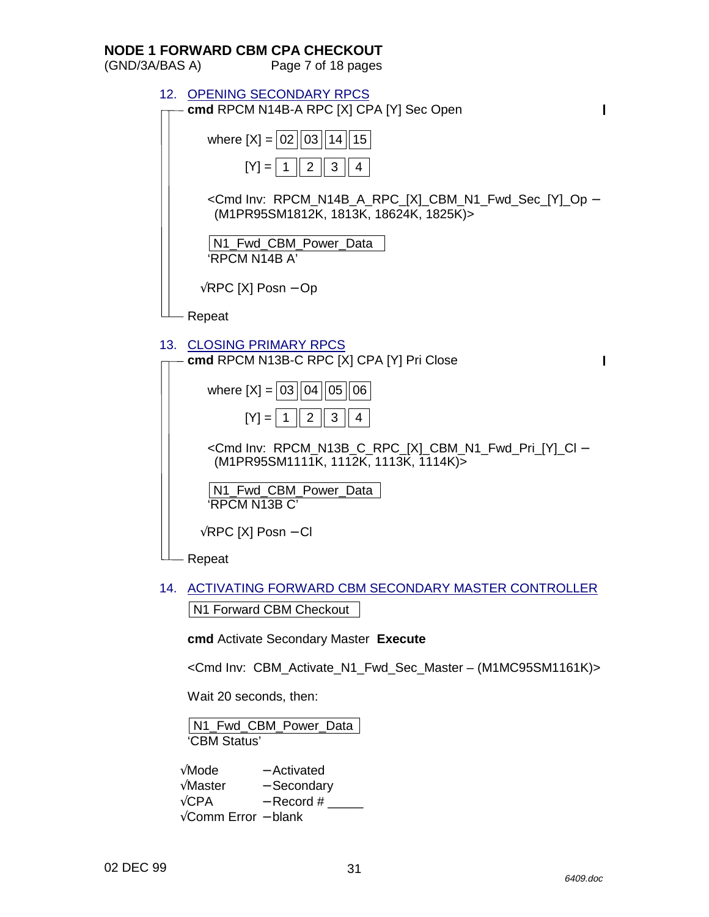## 12. OPENING SECONDARY RPCS

**cmd** RPCM N14B-A RPC [X] CPA [Y] Sec Open

where [X] = 02 | 03 | 14 | 15

[Y] = 1 | 2 | 3 | 4

<Cmd Inv: RPCM_N14B_A_RPC_[X]_CBM_N1_Fwd_Sec_[Y]_Op – (M1PR95SM1812K, 1813K, 18624K, 1825K)>

N1_Fwd_CBM_Power_Data
'RPCM N14B A'

√RPC [X] Posn – Op

Repeat

## 13. CLOSING PRIMARY RPCS

**cmd** RPCM N13B-C RPC [X] CPA [Y] Pri Close

where [X] = 03 | 04 | 05 | 06

[Y] = 1 | 2 | 3 | 4

<Cmd Inv: RPCM_N13B_C_RPC_[X]_CBM_N1_Fwd_Pri_[Y]_Cl – (M1PR95SM1111K, 1112K, 1113K, 1114K)>

N1_Fwd_CBM_Power_Data
'RPCM N13B C'

√RPC [X] Posn – Cl

Repeat

## 14. ACTIVATING FORWARD CBM SECONDARY MASTER CONTROLLER

N1 Forward CBM Checkout

**cmd** Activate Secondary Master **Execute**

<Cmd Inv: CBM_Activate_N1_Fwd_Sec_Master – (M1MC95SM1161K)>

Wait 20 seconds, then:

N1_Fwd_CBM_Power_Data
'CBM Status'

√Mode – Activated
√Master – Secondary
√CPA – Record # _____
√Comm Error – blank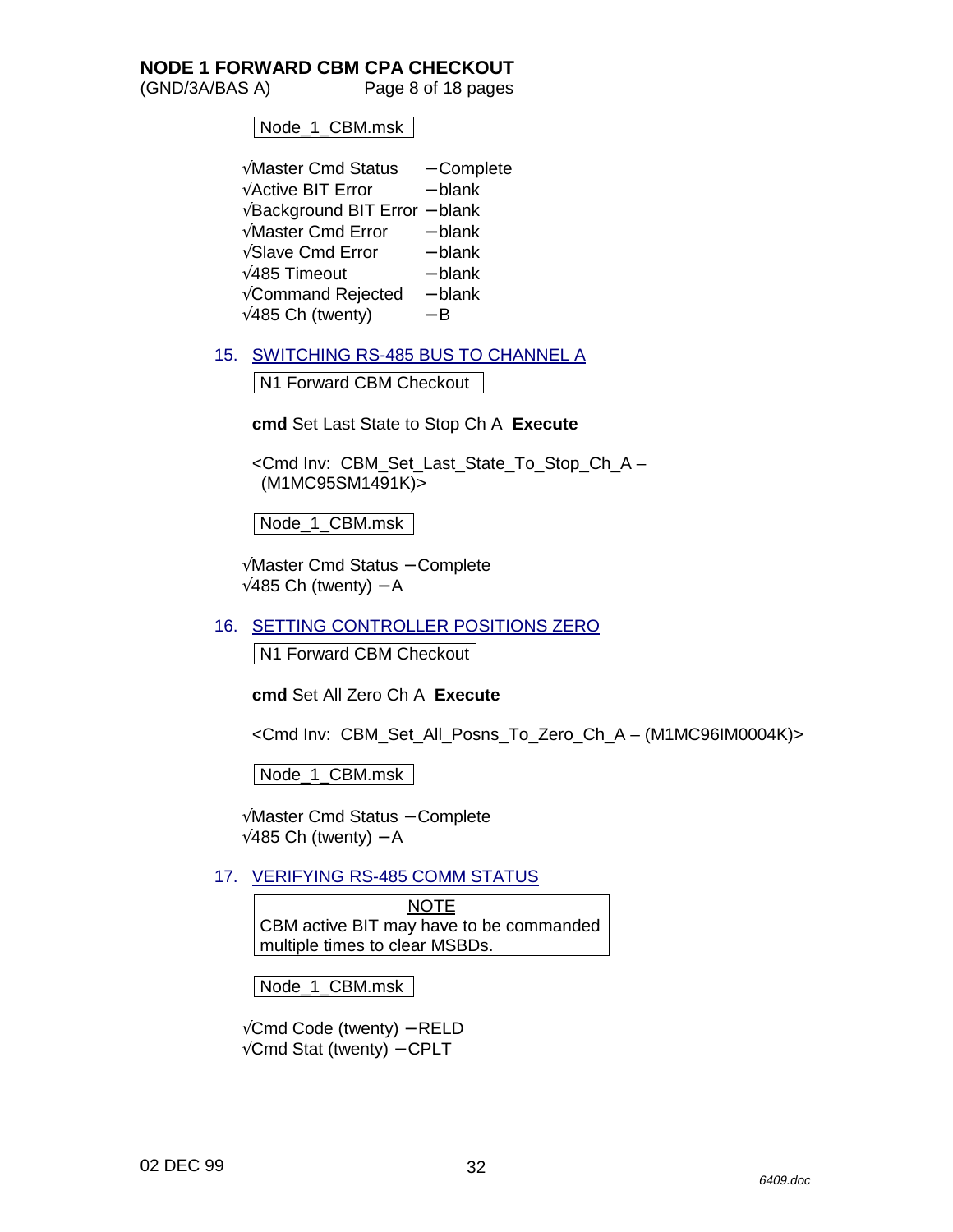Node_1_CBM.msk

√Master Cmd Status – Complete
√Active BIT Error – blank
√Background BIT Error – blank
√Master Cmd Error – blank
√Slave Cmd Error – blank
√485 Timeout – blank
√Command Rejected – blank
√485 Ch (twenty) – B

15. SWITCHING RS-485 BUS TO CHANNEL A

N1 Forward CBM Checkout

**cmd** Set Last State to Stop Ch A **Execute**

<Cmd Inv: CBM_Set_Last_State_To_Stop_Ch_A – (M1MC95SM1491K)>

Node_1_CBM.msk

√Master Cmd Status – Complete
√485 Ch (twenty) – A

16. SETTING CONTROLLER POSITIONS ZERO

N1 Forward CBM Checkout

**cmd** Set All Zero Ch A **Execute**

<Cmd Inv: CBM_Set_All_Posns_To_Zero_Ch_A – (M1MC96IM0004K)>

Node_1_CBM.msk

√Master Cmd Status – Complete
√485 Ch (twenty) – A

17. VERIFYING RS-485 COMM STATUS

NOTE
CBM active BIT may have to be commanded multiple times to clear MSBDs.

Node_1_CBM.msk

√Cmd Code (twenty) – RELD
√Cmd Stat (twenty) – CPLT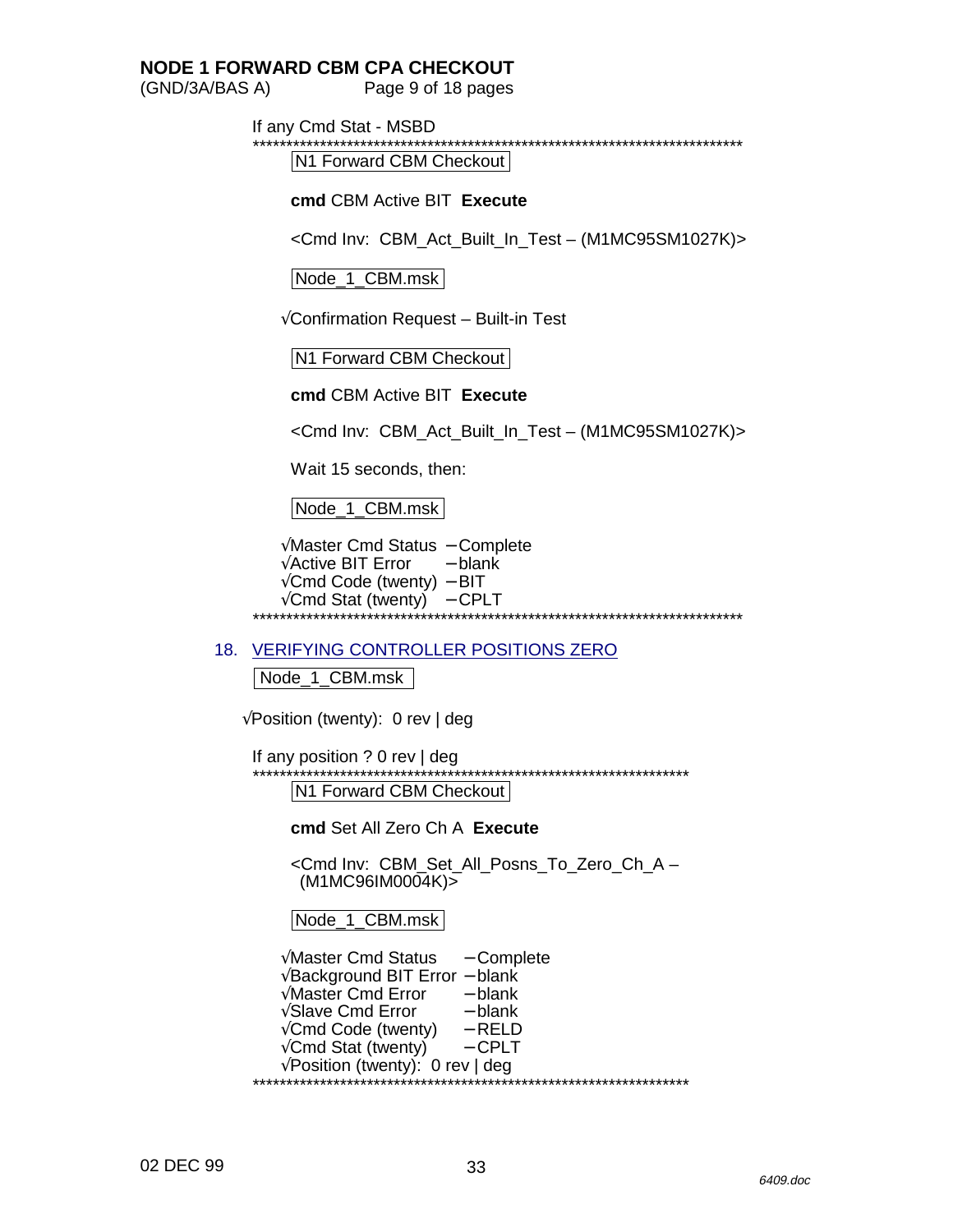If any Cmd Stat - MSBD

***************************************************************************

N1 Forward CBM Checkout

**cmd** CBM Active BIT **Execute**

<Cmd Inv: CBM_Act_Built_In_Test – (M1MC95SM1027K)>

Node_1_CBM.msk

√Confirmation Request – Built-in Test

N1 Forward CBM Checkout

**cmd** CBM Active BIT **Execute**

<Cmd Inv: CBM_Act_Built_In_Test – (M1MC95SM1027K)>

Wait 15 seconds, then:

Node_1_CBM.msk

√Master Cmd Status – Complete
√Active BIT Error – blank
√Cmd Code (twenty) – BIT
√Cmd Stat (twenty) – CPLT

***************************************************************************

## 18. VERIFYING CONTROLLER POSITIONS ZERO

Node_1_CBM.msk

√Position (twenty): 0 rev | deg

If any position ? 0 rev | deg

***************************************************************************

N1 Forward CBM Checkout

**cmd** Set All Zero Ch A **Execute**

<Cmd Inv: CBM_Set_All_Posns_To_Zero_Ch_A – (M1MC96IM0004K)>

Node_1_CBM.msk

√Master Cmd Status – Complete
√Background BIT Error – blank
√Master Cmd Error – blank
√Slave Cmd Error – blank
√Cmd Code (twenty) – RELD
√Cmd Stat (twenty) – CPLT
√Position (twenty): 0 rev | deg

***************************************************************************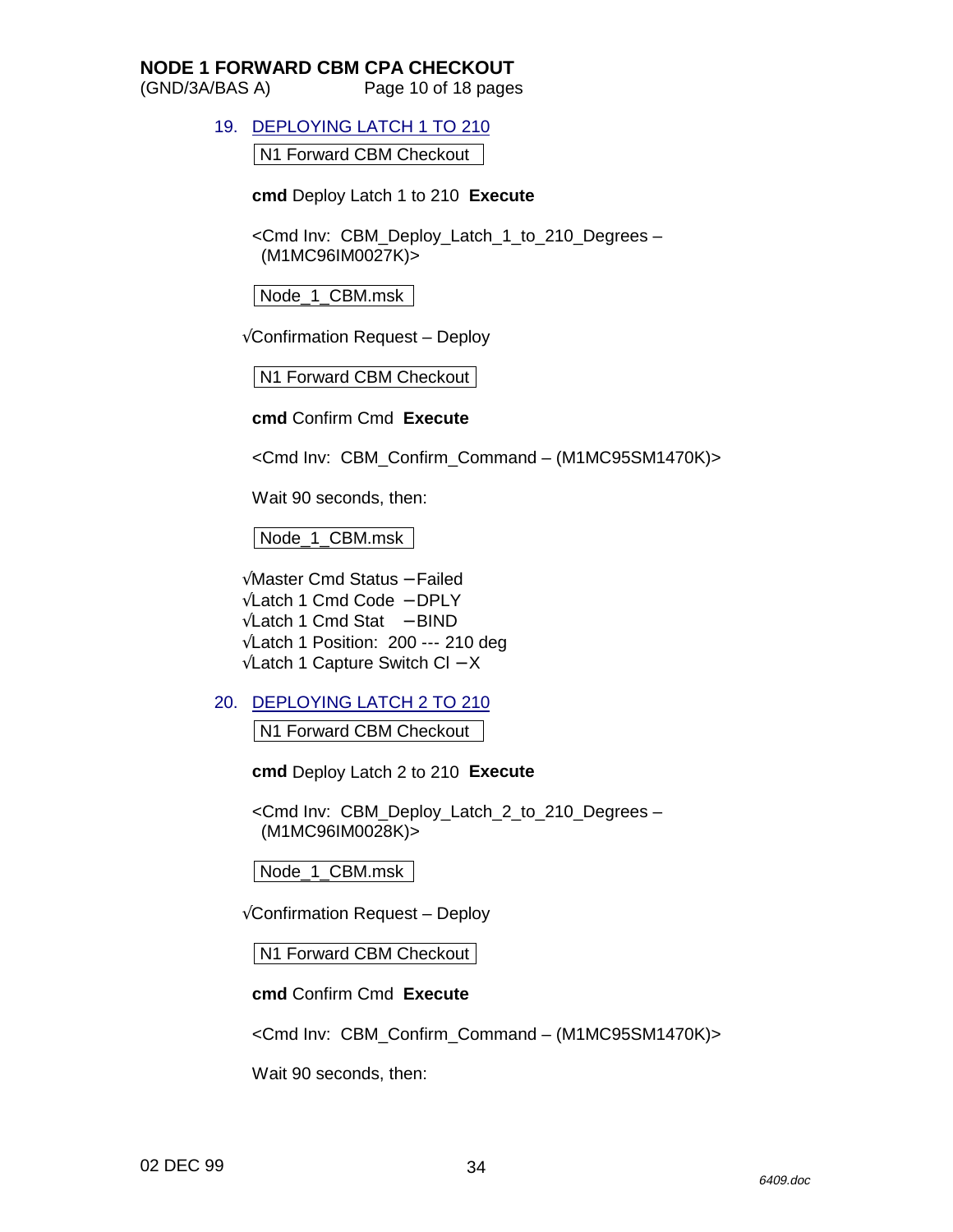# NODE 1 FORWARD CBM CPA CHECKOUT

(GND/3A/BAS A)

## 19. DEPLOYING LATCH 1 TO 210

N1 Forward CBM Checkout

**cmd** Deploy Latch 1 to 210 **Execute**

<Cmd Inv: CBM_Deploy_Latch_1_to_210_Degrees – (M1MC96IM0027K)>

Node_1_CBM.msk

√Confirmation Request – Deploy

N1 Forward CBM Checkout

**cmd** Confirm Cmd **Execute**

<Cmd Inv: CBM_Confirm_Command – (M1MC95SM1470K)>

Wait 90 seconds, then:

Node_1_CBM.msk

√Master Cmd Status – Failed
√Latch 1 Cmd Code – DPLY
√Latch 1 Cmd Stat – BIND
√Latch 1 Position: 200 --- 210 deg
√Latch 1 Capture Switch Cl – X

## 20. DEPLOYING LATCH 2 TO 210

N1 Forward CBM Checkout

**cmd** Deploy Latch 2 to 210 **Execute**

<Cmd Inv: CBM_Deploy_Latch_2_to_210_Degrees – (M1MC96IM0028K)>

Node_1_CBM.msk

√Confirmation Request – Deploy

N1 Forward CBM Checkout

**cmd** Confirm Cmd **Execute**

<Cmd Inv: CBM_Confirm_Command – (M1MC95SM1470K)>

Wait 90 seconds, then:

02 DEC 99

*6409.doc*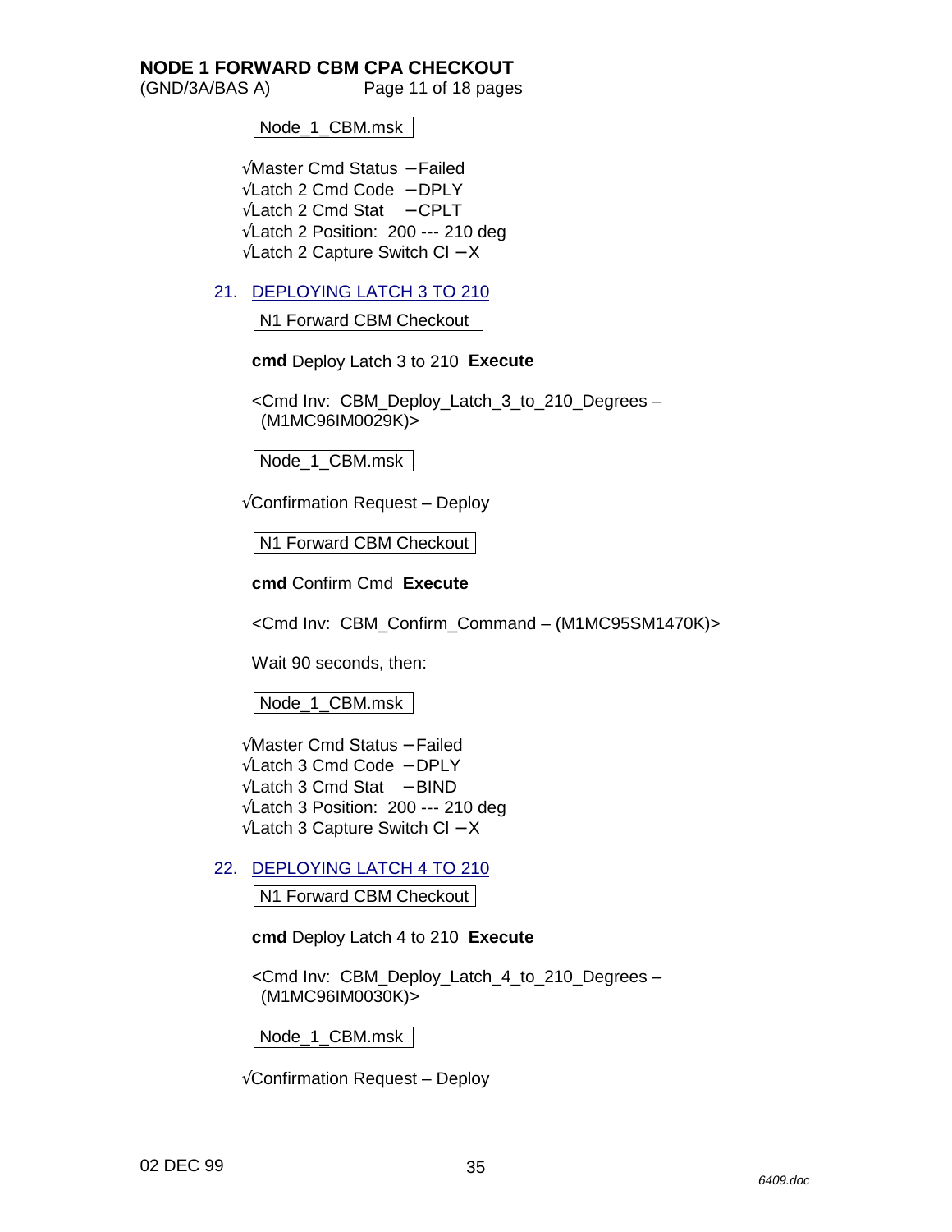# NODE 1 FORWARD CBM CPA CHECKOUT

(GND/3A/BAS A)

Node_1_CBM.msk

√Master Cmd Status – Failed
√Latch 2 Cmd Code – DPLY
√Latch 2 Cmd Stat – CPLT
√Latch 2 Position: 200 --- 210 deg
√Latch 2 Capture Switch Cl – X

21. DEPLOYING LATCH 3 TO 210

N1 Forward CBM Checkout

**cmd** Deploy Latch 3 to 210 **Execute**

<Cmd Inv: CBM_Deploy_Latch_3_to_210_Degrees – (M1MC96IM0029K)>

Node_1_CBM.msk

√Confirmation Request – Deploy

N1 Forward CBM Checkout

**cmd** Confirm Cmd **Execute**

<Cmd Inv: CBM_Confirm_Command – (M1MC95SM1470K)>

Wait 90 seconds, then:

Node_1_CBM.msk

√Master Cmd Status – Failed
√Latch 3 Cmd Code – DPLY
√Latch 3 Cmd Stat – BIND
√Latch 3 Position: 200 --- 210 deg
√Latch 3 Capture Switch Cl – X

22. DEPLOYING LATCH 4 TO 210

N1 Forward CBM Checkout

**cmd** Deploy Latch 4 to 210 **Execute**

<Cmd Inv: CBM_Deploy_Latch_4_to_210_Degrees – (M1MC96IM0030K)>

Node_1_CBM.msk

√Confirmation Request – Deploy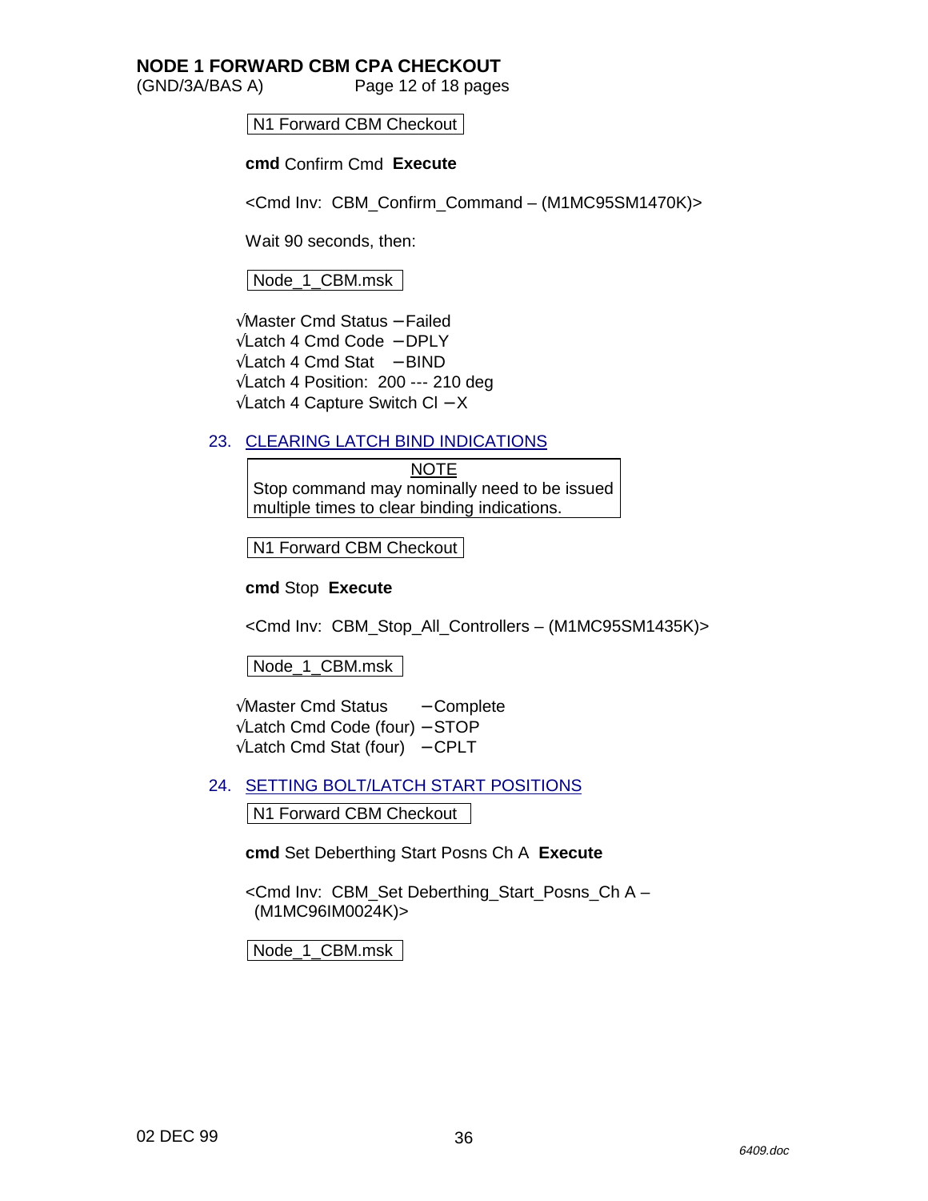N1 Forward CBM Checkout

**cmd** Confirm Cmd **Execute**

<Cmd Inv: CBM_Confirm_Command – (M1MC95SM1470K)>

Wait 90 seconds, then:

Node_1_CBM.msk

√Master Cmd Status – Failed
√Latch 4 Cmd Code – DPLY
√Latch 4 Cmd Stat – BIND
√Latch 4 Position: 200 --- 210 deg
√Latch 4 Capture Switch Cl – X

23. CLEARING LATCH BIND INDICATIONS

> NOTE
> Stop command may nominally need to be issued multiple times to clear binding indications.

N1 Forward CBM Checkout

**cmd** Stop **Execute**

<Cmd Inv: CBM_Stop_All_Controllers – (M1MC95SM1435K)>

Node_1_CBM.msk

√Master Cmd Status – Complete
√Latch Cmd Code (four) – STOP
√Latch Cmd Stat (four) – CPLT

24. SETTING BOLT/LATCH START POSITIONS

N1 Forward CBM Checkout

**cmd** Set Deberthing Start Posns Ch A **Execute**

<Cmd Inv: CBM_Set Deberthing_Start_Posns_Ch A – (M1MC96IM0024K)>

Node_1_CBM.msk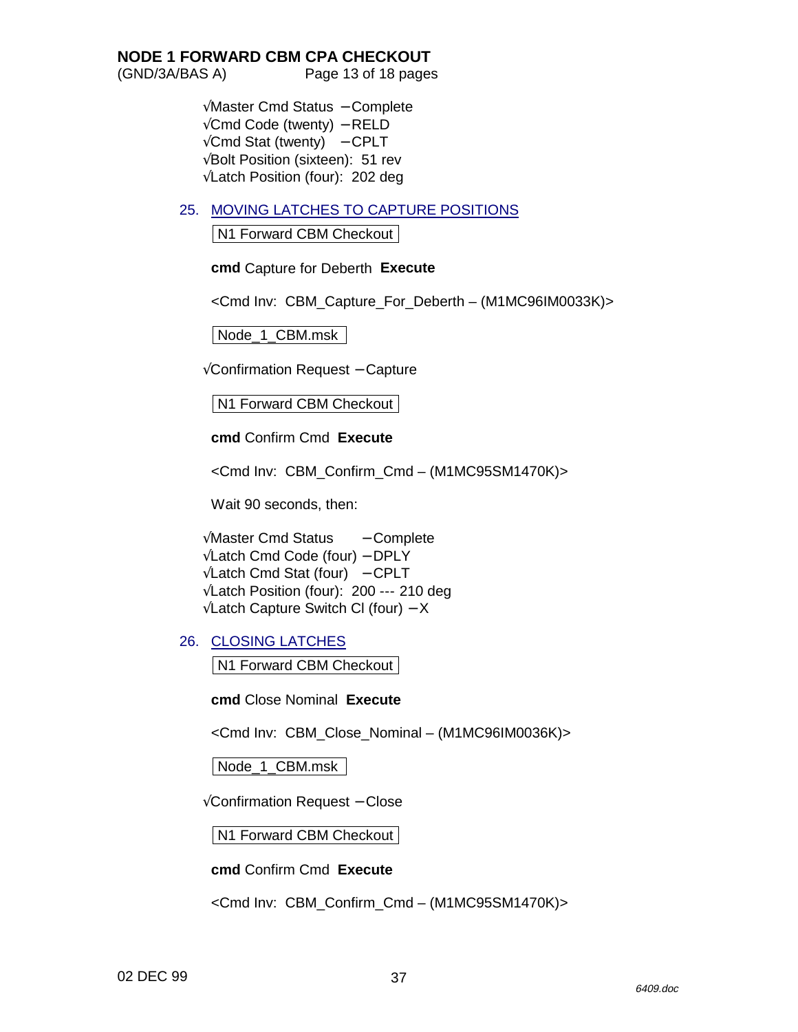√Master Cmd Status – Complete
√Cmd Code (twenty) – RELD
√Cmd Stat (twenty) – CPLT
√Bolt Position (sixteen): 51 rev
√Latch Position (four): 202 deg

25. MOVING LATCHES TO CAPTURE POSITIONS

| N1 Forward CBM Checkout |

**cmd** Capture for Deberth **Execute**

<Cmd Inv: CBM_Capture_For_Deberth – (M1MC96IM0033K)>

| Node_1_CBM.msk |

√Confirmation Request – Capture

| N1 Forward CBM Checkout |

**cmd** Confirm Cmd **Execute**

<Cmd Inv: CBM_Confirm_Cmd – (M1MC95SM1470K)>

Wait 90 seconds, then:

√Master Cmd Status – Complete
√Latch Cmd Code (four) – DPLY
√Latch Cmd Stat (four) – CPLT
√Latch Position (four): 200 --- 210 deg
√Latch Capture Switch Cl (four) – X

26. CLOSING LATCHES

| N1 Forward CBM Checkout |

**cmd** Close Nominal **Execute**

<Cmd Inv: CBM_Close_Nominal – (M1MC96IM0036K)>

| Node_1_CBM.msk |

√Confirmation Request – Close

| N1 Forward CBM Checkout |

**cmd** Confirm Cmd **Execute**

<Cmd Inv: CBM_Confirm_Cmd – (M1MC95SM1470K)>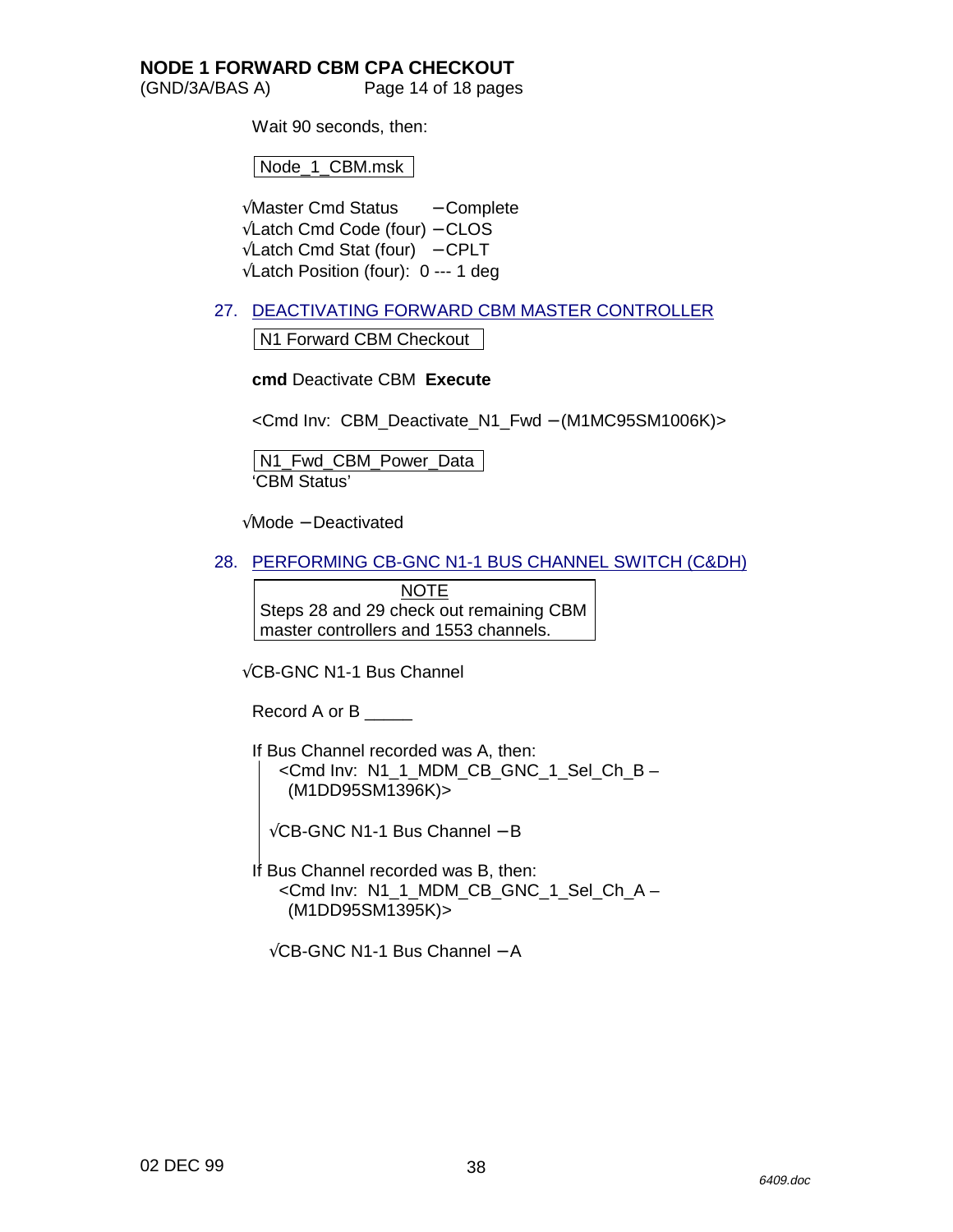**NODE 1 FORWARD CBM CPA CHECKOUT**
(GND/3A/BAS A)

Wait 90 seconds, then:

Node_1_CBM.msk

√Master Cmd Status – Complete
√Latch Cmd Code (four) – CLOS
√Latch Cmd Stat (four) – CPLT
√Latch Position (four): 0 --- 1 deg

27. DEACTIVATING FORWARD CBM MASTER CONTROLLER

N1 Forward CBM Checkout

**cmd** Deactivate CBM **Execute**

<Cmd Inv: CBM_Deactivate_N1_Fwd – (M1MC95SM1006K)>

N1_Fwd_CBM_Power_Data
'CBM Status'

√Mode – Deactivated

28. PERFORMING CB-GNC N1-1 BUS CHANNEL SWITCH (C&DH)

NOTE
Steps 28 and 29 check out remaining CBM master controllers and 1553 channels.

√CB-GNC N1-1 Bus Channel

Record A or B _____

If Bus Channel recorded was A, then:
<Cmd Inv: N1_1_MDM_CB_GNC_1_Sel_Ch_B – (M1DD95SM1396K)>

√CB-GNC N1-1 Bus Channel – B

If Bus Channel recorded was B, then:
<Cmd Inv: N1_1_MDM_CB_GNC_1_Sel_Ch_A – (M1DD95SM1395K)>

√CB-GNC N1-1 Bus Channel – A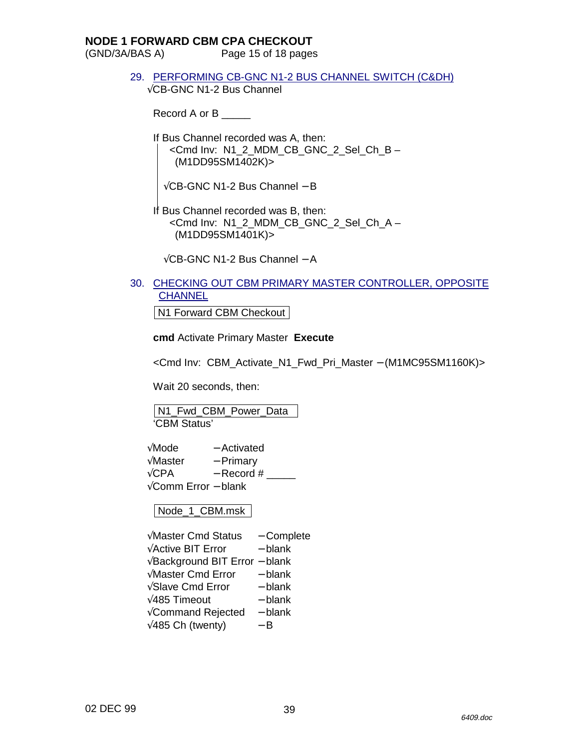29. PERFORMING CB-GNC N1-2 BUS CHANNEL SWITCH (C&DH)

√CB-GNC N1-2 Bus Channel

Record A or B _____

If Bus Channel recorded was A, then:
<Cmd Inv: N1_2_MDM_CB_GNC_2_Sel_Ch_B – (M1DD95SM1402K)>

√CB-GNC N1-2 Bus Channel – B

If Bus Channel recorded was B, then:
<Cmd Inv: N1_2_MDM_CB_GNC_2_Sel_Ch_A – (M1DD95SM1401K)>

√CB-GNC N1-2 Bus Channel – A

30. CHECKING OUT CBM PRIMARY MASTER CONTROLLER, OPPOSITE CHANNEL

N1 Forward CBM Checkout

**cmd** Activate Primary Master **Execute**

<Cmd Inv: CBM_Activate_N1_Fwd_Pri_Master – (M1MC95SM1160K)>

Wait 20 seconds, then:

N1_Fwd_CBM_Power_Data
'CBM Status'

√Mode – Activated
√Master – Primary
√CPA – Record # _____
√Comm Error – blank

Node_1_CBM.msk

√Master Cmd Status – Complete
√Active BIT Error – blank
√Background BIT Error – blank
√Master Cmd Error – blank
√Slave Cmd Error – blank
√485 Timeout – blank
√Command Rejected – blank
√485 Ch (twenty) – B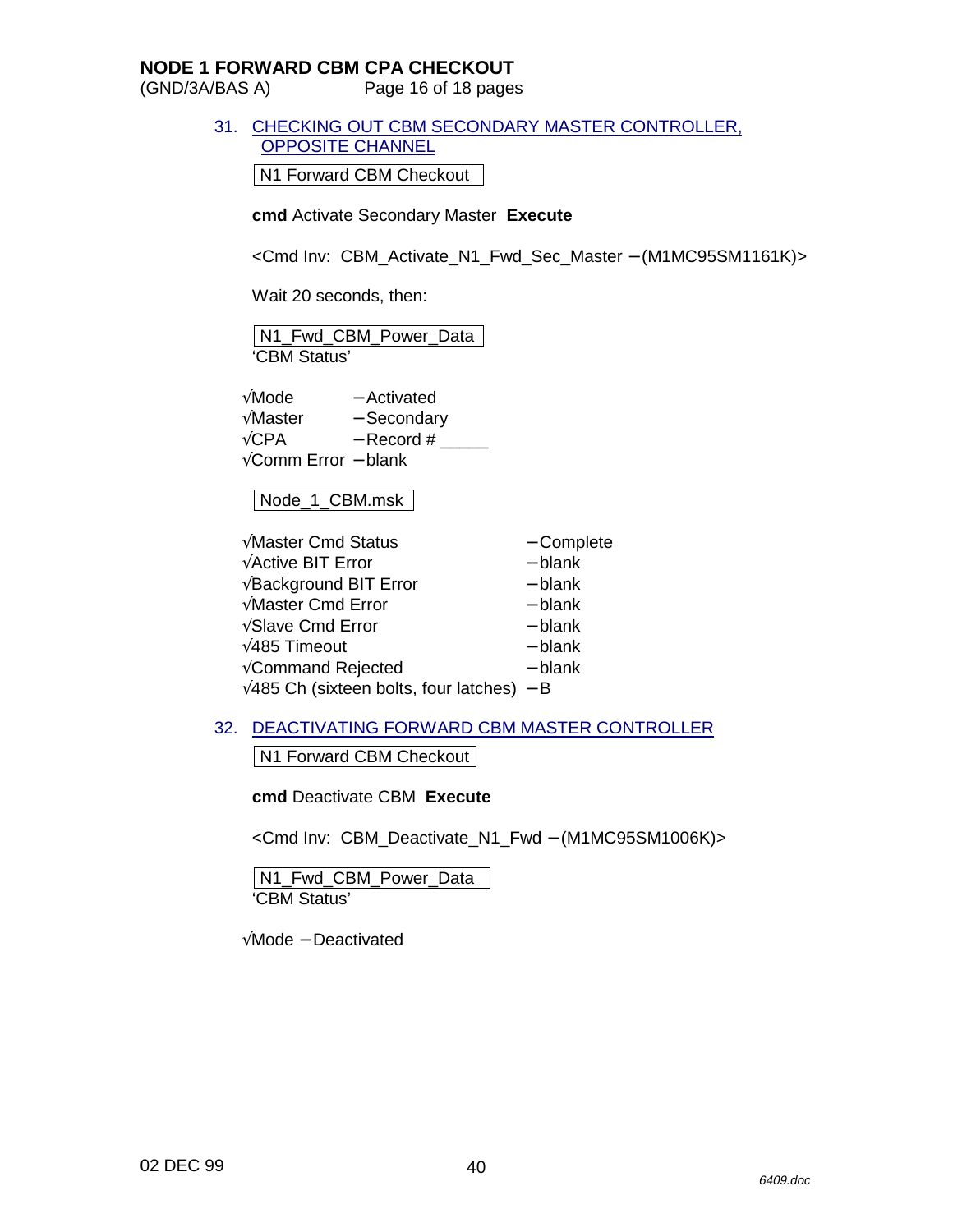31. CHECKING OUT CBM SECONDARY MASTER CONTROLLER, OPPOSITE CHANNEL

N1 Forward CBM Checkout

**cmd** Activate Secondary Master **Execute**

<Cmd Inv: CBM_Activate_N1_Fwd_Sec_Master −(M1MC95SM1161K)>

Wait 20 seconds, then:

N1_Fwd_CBM_Power_Data
'CBM Status'

√Mode −Activated
√Master −Secondary
√CPA −Record # _____
√Comm Error −blank

Node_1_CBM.msk

√Master Cmd Status −Complete
√Active BIT Error −blank
√Background BIT Error −blank
√Master Cmd Error −blank
√Slave Cmd Error −blank
√485 Timeout −blank
√Command Rejected −blank
√485 Ch (sixteen bolts, four latches) −B

32. DEACTIVATING FORWARD CBM MASTER CONTROLLER

N1 Forward CBM Checkout

**cmd** Deactivate CBM **Execute**

<Cmd Inv: CBM_Deactivate_N1_Fwd −(M1MC95SM1006K)>

N1_Fwd_CBM_Power_Data
'CBM Status'

√Mode −Deactivated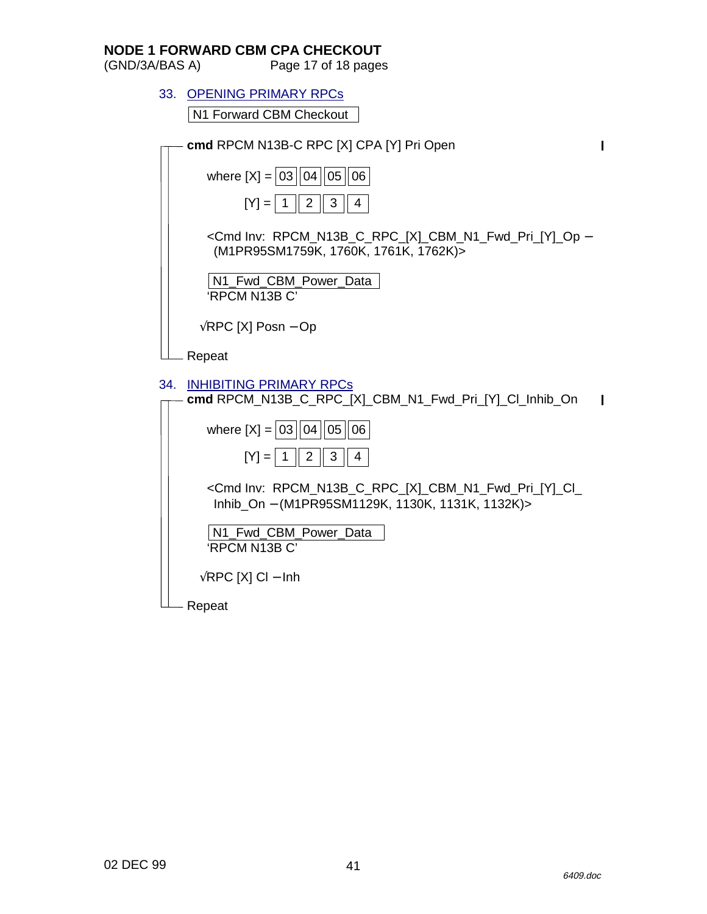## 33. OPENING PRIMARY RPCs

N1 Forward CBM Checkout

**cmd** RPCM N13B-C RPC [X] CPA [Y] Pri Open

where [X] = | 03 | 04 | 05 | 06 |

[Y] = | 1 | 2 | 3 | 4 |

<Cmd Inv: RPCM_N13B_C_RPC_[X]_CBM_N1_Fwd_Pri_[Y]_Op – (M1PR95SM1759K, 1760K, 1761K, 1762K)>

N1_Fwd_CBM_Power_Data
'RPCM N13B C'

√RPC [X] Posn – Op

Repeat

## 34. INHIBITING PRIMARY RPCs

**cmd** RPCM_N13B_C_RPC_[X]_CBM_N1_Fwd_Pri_[Y]_Cl_Inhib_On

where [X] = | 03 | 04 | 05 | 06 |

[Y] = | 1 | 2 | 3 | 4 |

<Cmd Inv: RPCM_N13B_C_RPC_[X]_CBM_N1_Fwd_Pri_[Y]_Cl_Inhib_On – (M1PR95SM1129K, 1130K, 1131K, 1132K)>

N1_Fwd_CBM_Power_Data
'RPCM N13B C'

√RPC [X] Cl – Inh

Repeat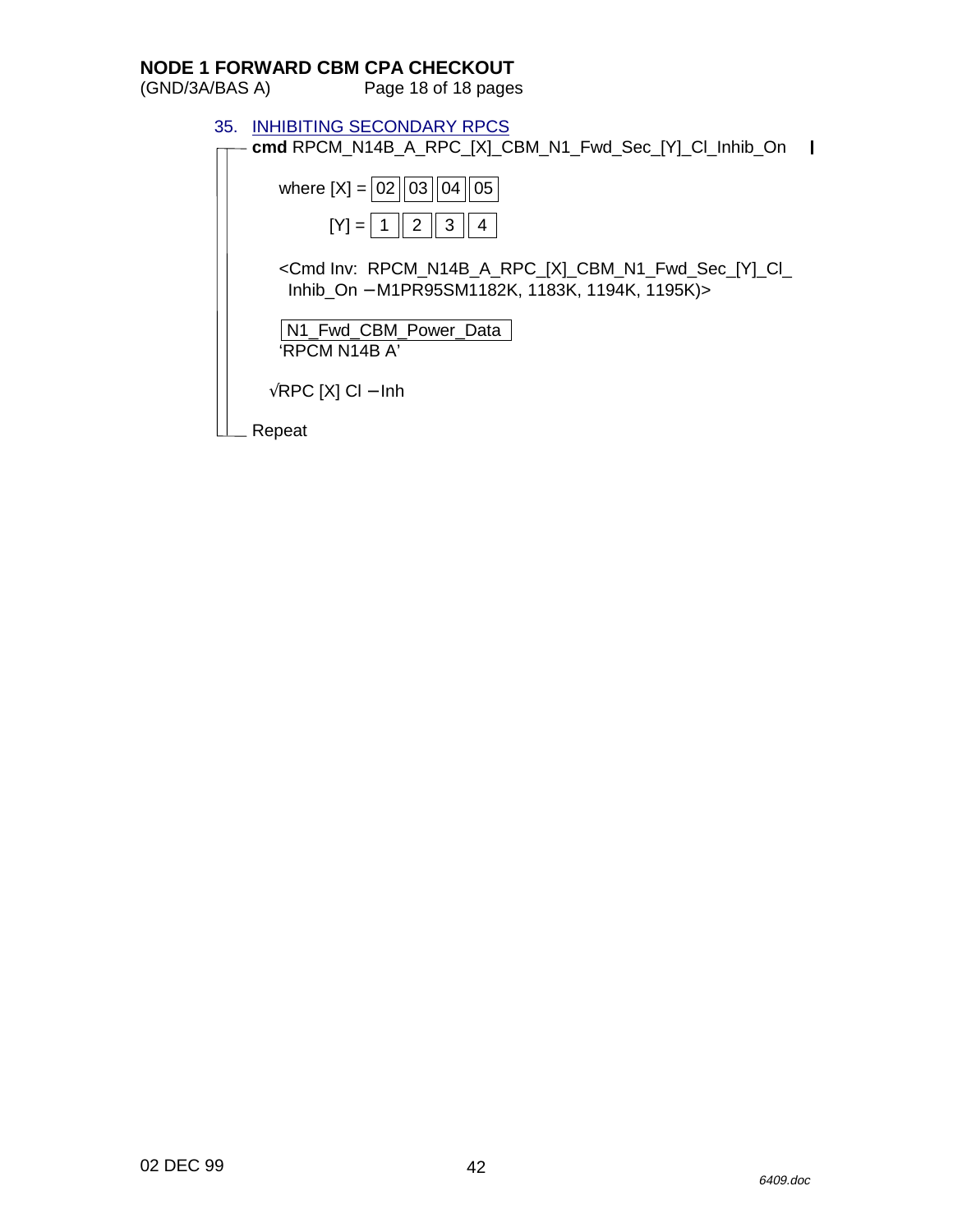35. INHIBITING SECONDARY RPCS

**cmd** RPCM_N14B_A_RPC_[X]_CBM_N1_Fwd_Sec_[Y]_Cl_Inhib_On

where [X] = | 02 | 03 | 04 | 05 |

[Y] = | 1 | 2 | 3 | 4 |

<Cmd Inv: RPCM_N14B_A_RPC_[X]_CBM_N1_Fwd_Sec_[Y]_Cl_Inhib_On − M1PR95SM1182K, 1183K, 1194K, 1195K)>

N1_Fwd_CBM_Power_Data
'RPCM N14B A'

√RPC [X] Cl − Inh

Repeat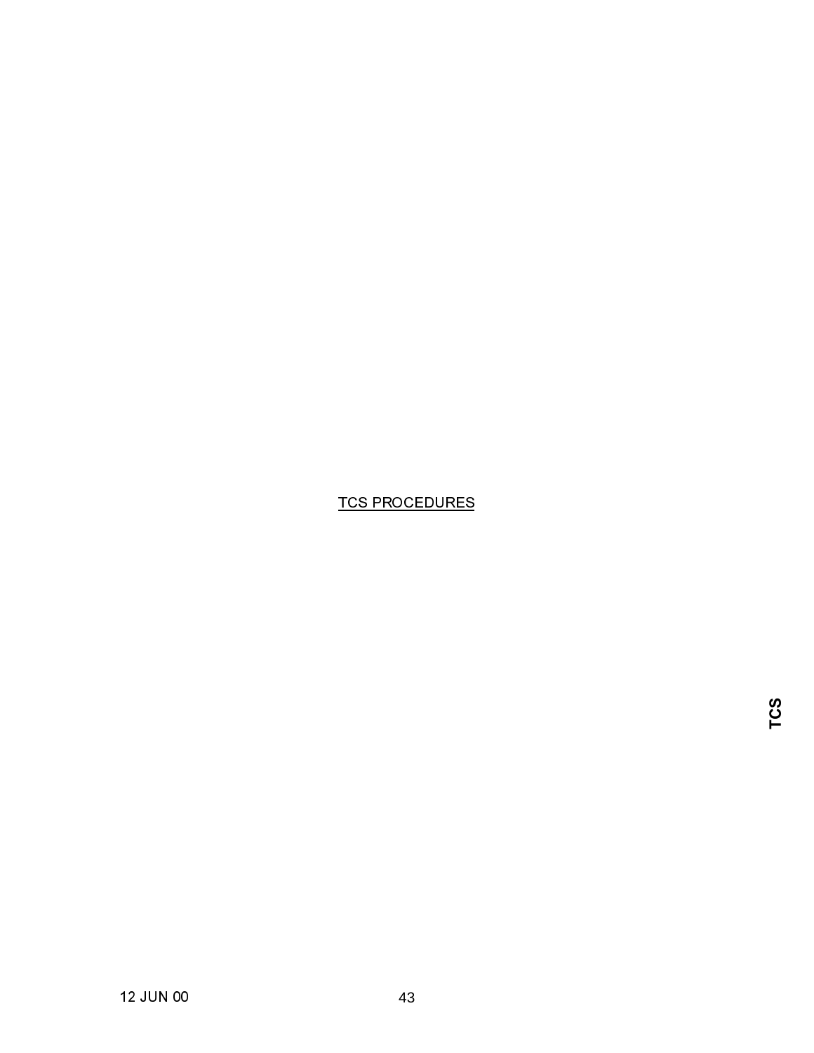TCS PROCEDURES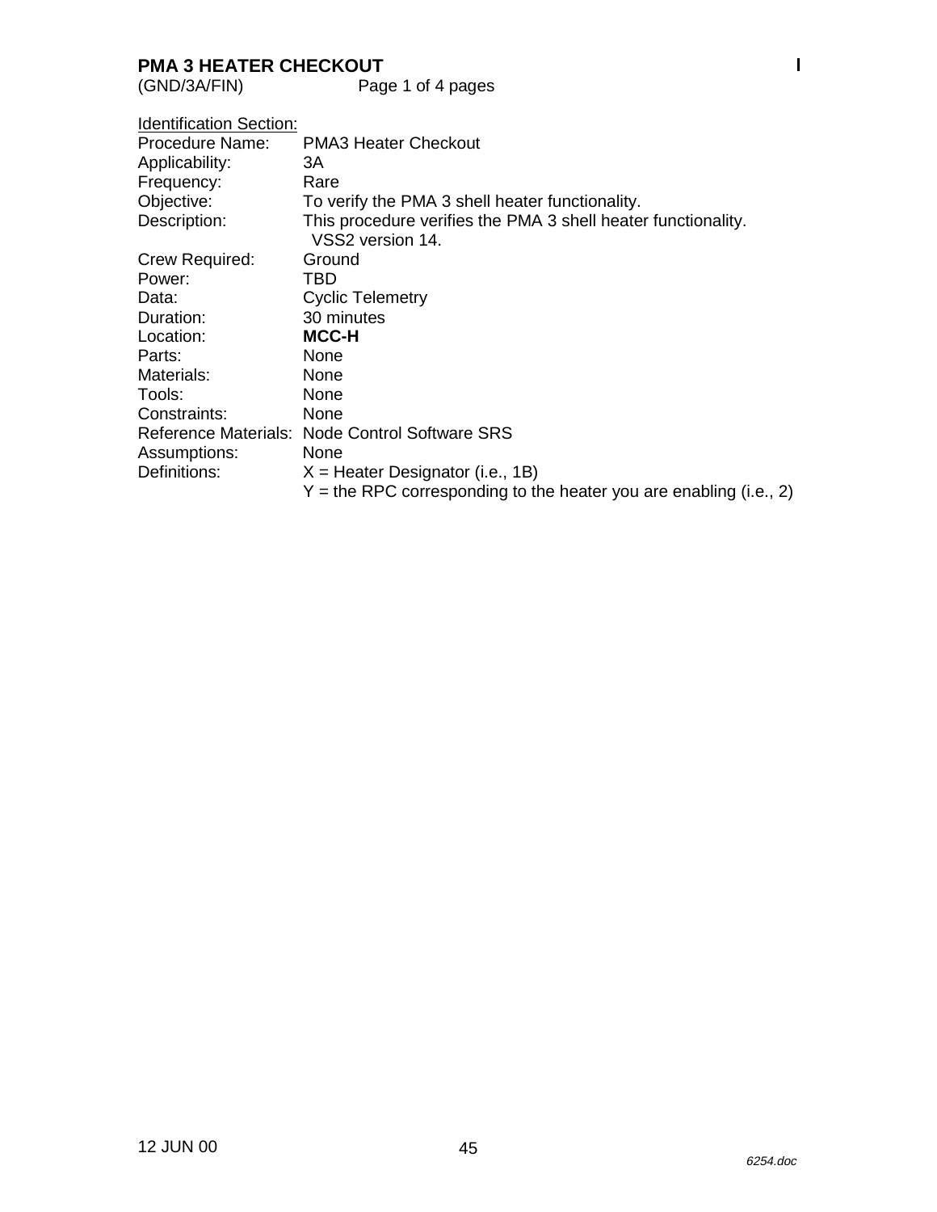# PMA 3 HEATER CHECKOUT

(GND/3A/FIN)

Identification Section:

| | |
|---|---|
| Procedure Name: | PMA3 Heater Checkout |
| Applicability: | 3A |
| Frequency: | Rare |
| Objective: | To verify the PMA 3 shell heater functionality. |
| Description: | This procedure verifies the PMA 3 shell heater functionality. VSS2 version 14. |
| Crew Required: | Ground |
| Power: | TBD |
| Data: | Cyclic Telemetry |
| Duration: | 30 minutes |
| Location: | **MCC-H** |
| Parts: | None |
| Materials: | None |
| Tools: | None |
| Constraints: | None |
| Reference Materials: | Node Control Software SRS |
| Assumptions: | None |
| Definitions: | X = Heater Designator (i.e., 1B)<br>Y = the RPC corresponding to the heater you are enabling (i.e., 2) |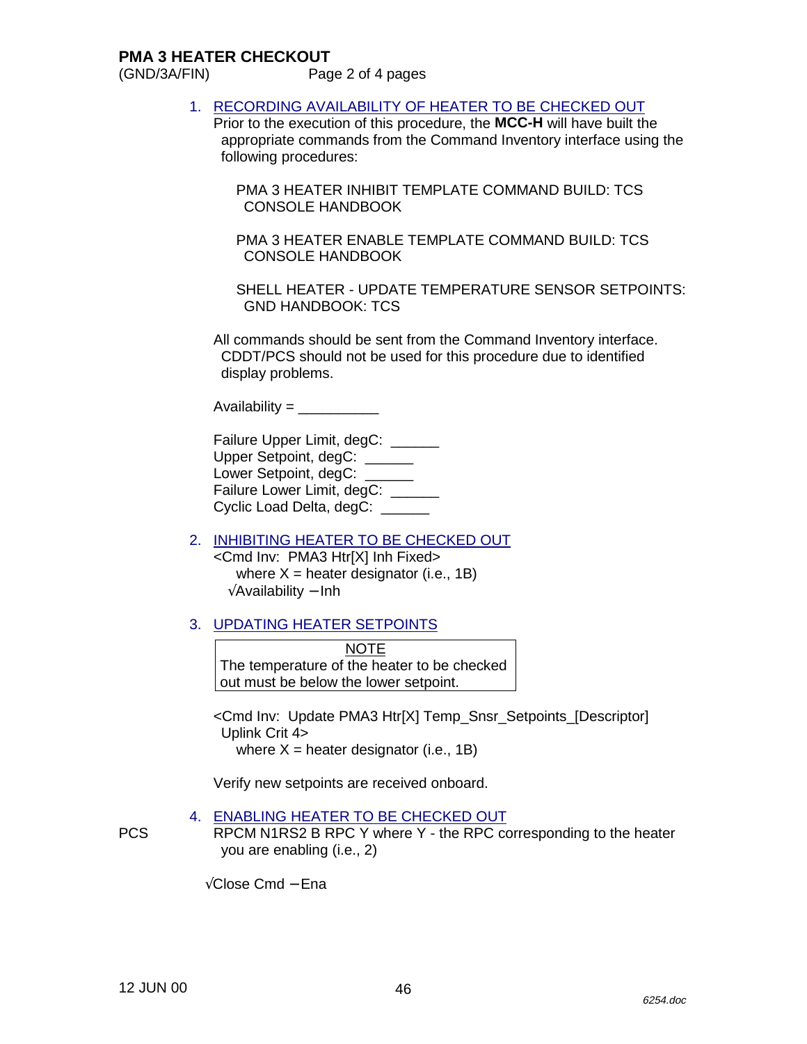## PMA 3 HEATER CHECKOUT

(GND/3A/FIN)

1. RECORDING AVAILABILITY OF HEATER TO BE CHECKED OUT

   Prior to the execution of this procedure, the **MCC-H** will have built the appropriate commands from the Command Inventory interface using the following procedures:

   PMA 3 HEATER INHIBIT TEMPLATE COMMAND BUILD: TCS CONSOLE HANDBOOK

   PMA 3 HEATER ENABLE TEMPLATE COMMAND BUILD: TCS CONSOLE HANDBOOK

   SHELL HEATER - UPDATE TEMPERATURE SENSOR SETPOINTS: GND HANDBOOK: TCS

   All commands should be sent from the Command Inventory interface. CDDT/PCS should not be used for this procedure due to identified display problems.

   Availability = __________

   Failure Upper Limit, degC: ______
   Upper Setpoint, degC: ______
   Lower Setpoint, degC: ______
   Failure Lower Limit, degC: ______
   Cyclic Load Delta, degC: ______

2. INHIBITING HEATER TO BE CHECKED OUT

   <Cmd Inv: PMA3 Htr[X] Inh Fixed>
   where X = heater designator (i.e., 1B)
   √Availability – Inh

3. UPDATING HEATER SETPOINTS

   > NOTE
   > The temperature of the heater to be checked out must be below the lower setpoint.

   <Cmd Inv: Update PMA3 Htr[X] Temp_Snsr_Setpoints_[Descriptor] Uplink Crit 4>
   where X = heater designator (i.e., 1B)

   Verify new setpoints are received onboard.

4. ENABLING HEATER TO BE CHECKED OUT

   PCS RPCM N1RS2 B RPC Y where Y - the RPC corresponding to the heater you are enabling (i.e., 2)

   √Close Cmd – Ena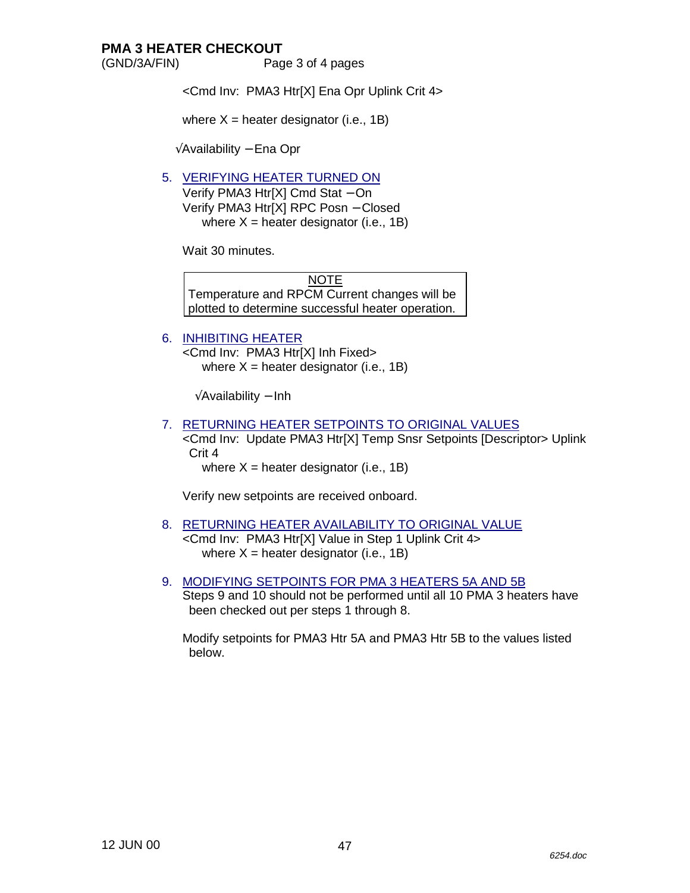## PMA 3 HEATER CHECKOUT

(GND/3A/FIN)

<Cmd Inv: PMA3 Htr[X] Ena Opr Uplink Crit 4>

where X = heater designator (i.e., 1B)

√Availability – Ena Opr

5. VERIFYING HEATER TURNED ON

   Verify PMA3 Htr[X] Cmd Stat – On
   Verify PMA3 Htr[X] RPC Posn – Closed
   where X = heater designator (i.e., 1B)

   Wait 30 minutes.

   | NOTE |
   |---|
   | Temperature and RPCM Current changes will be plotted to determine successful heater operation. |

6. INHIBITING HEATER

   <Cmd Inv: PMA3 Htr[X] Inh Fixed>
   where X = heater designator (i.e., 1B)

   √Availability – Inh

7. RETURNING HEATER SETPOINTS TO ORIGINAL VALUES

   <Cmd Inv: Update PMA3 Htr[X] Temp Snsr Setpoints [Descriptor> Uplink Crit 4
   where X = heater designator (i.e., 1B)

   Verify new setpoints are received onboard.

8. RETURNING HEATER AVAILABILITY TO ORIGINAL VALUE

   <Cmd Inv: PMA3 Htr[X] Value in Step 1 Uplink Crit 4>
   where X = heater designator (i.e., 1B)

9. MODIFYING SETPOINTS FOR PMA 3 HEATERS 5A AND 5B

   Steps 9 and 10 should not be performed until all 10 PMA 3 heaters have been checked out per steps 1 through 8.

   Modify setpoints for PMA3 Htr 5A and PMA3 Htr 5B to the values listed below.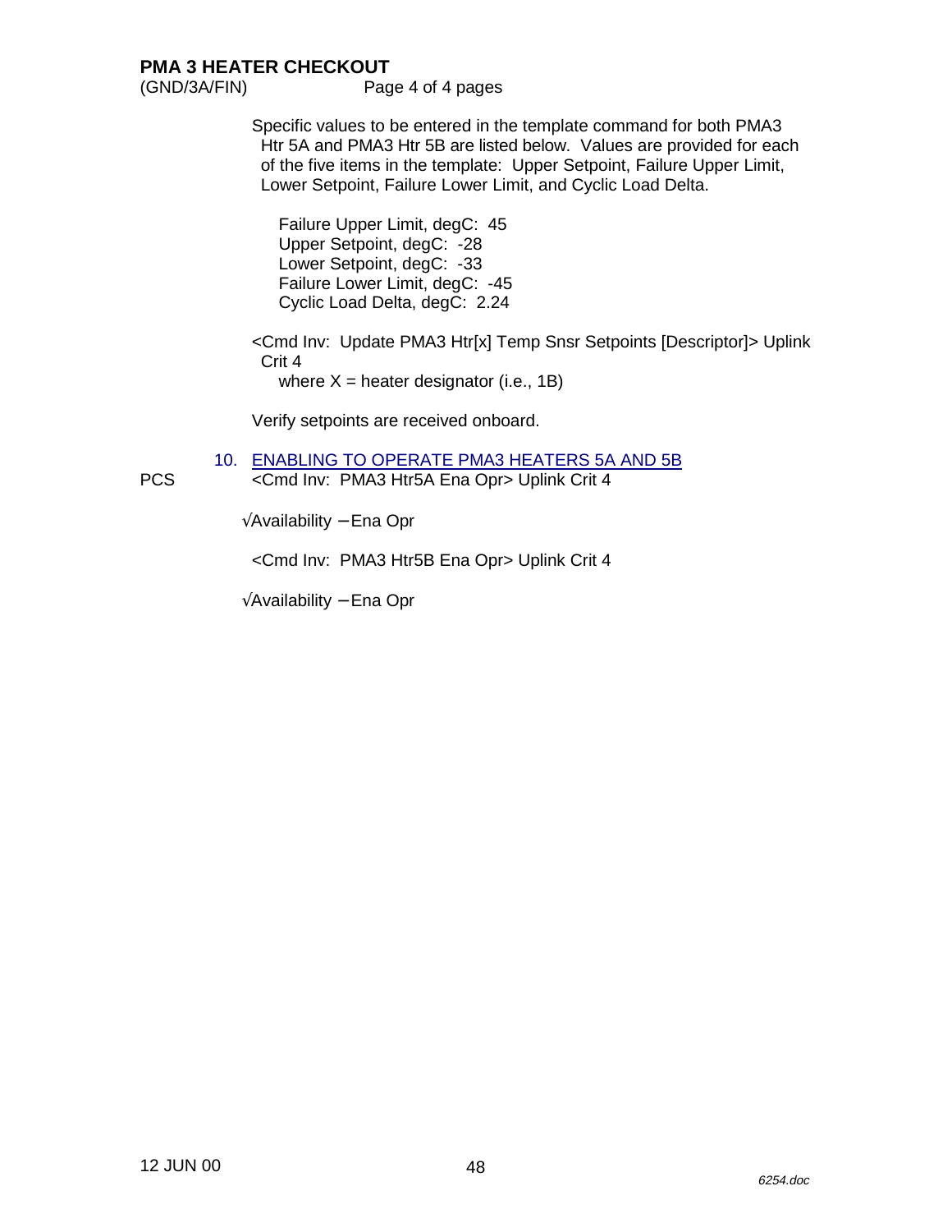# PMA 3 HEATER CHECKOUT

(GND/3A/FIN)

Specific values to be entered in the template command for both PMA3 Htr 5A and PMA3 Htr 5B are listed below. Values are provided for each of the five items in the template: Upper Setpoint, Failure Upper Limit, Lower Setpoint, Failure Lower Limit, and Cyclic Load Delta.

Failure Upper Limit, degC: 45
Upper Setpoint, degC: -28
Lower Setpoint, degC: -33
Failure Lower Limit, degC: -45
Cyclic Load Delta, degC: 2.24

<Cmd Inv: Update PMA3 Htr[x] Temp Snsr Setpoints [Descriptor]> Uplink Crit 4
where X = heater designator (i.e., 1B)

Verify setpoints are received onboard.

10. ENABLING TO OPERATE PMA3 HEATERS 5A AND 5B

PCS <Cmd Inv: PMA3 Htr5A Ena Opr> Uplink Crit 4

√Availability – Ena Opr

<Cmd Inv: PMA3 Htr5B Ena Opr> Uplink Crit 4

√Availability – Ena Opr